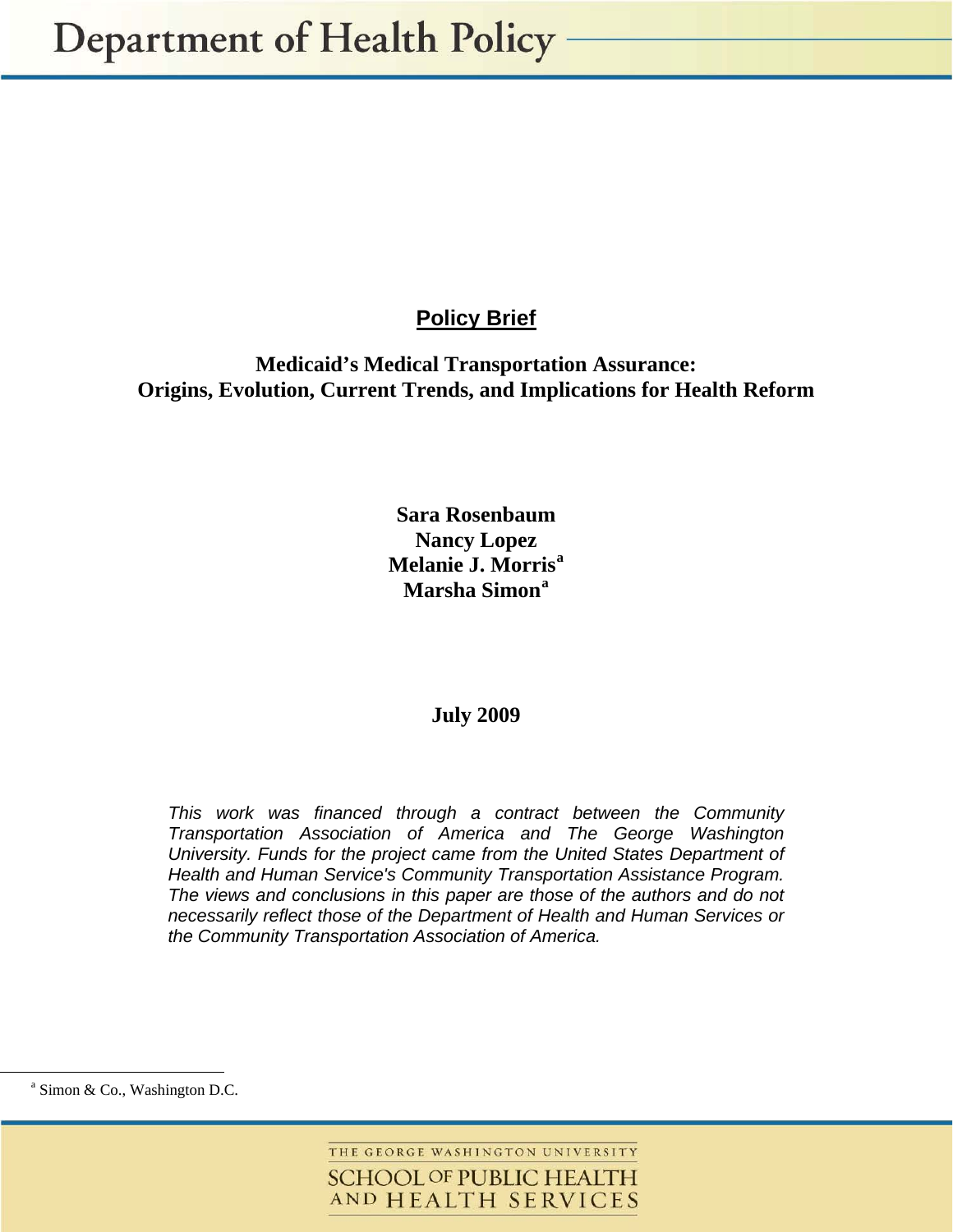Department of Health Policy

**Policy Brief**

# Medicaid's Medical Transportation Assurance: Origins, Evolution, Current Trends, and Implications for Health Reform

**Sara Rosenbaum**
**Nancy Lopez**
**Melanie J. Morris**[a]
**Marsha Simon**[a]

**July 2009**

*This work was financed through a contract between the Community Transportation Association of America and The George Washington University. Funds for the project came from the United States Department of Health and Human Service's Community Transportation Assistance Program. The views and conclusions in this paper are those of the authors and do not necessarily reflect those of the Department of Health and Human Services or the Community Transportation Association of America.*

[a] Simon & Co., Washington D.C.

THE GEORGE WASHINGTON UNIVERSITY
SCHOOL OF PUBLIC HEALTH AND HEALTH SERVICES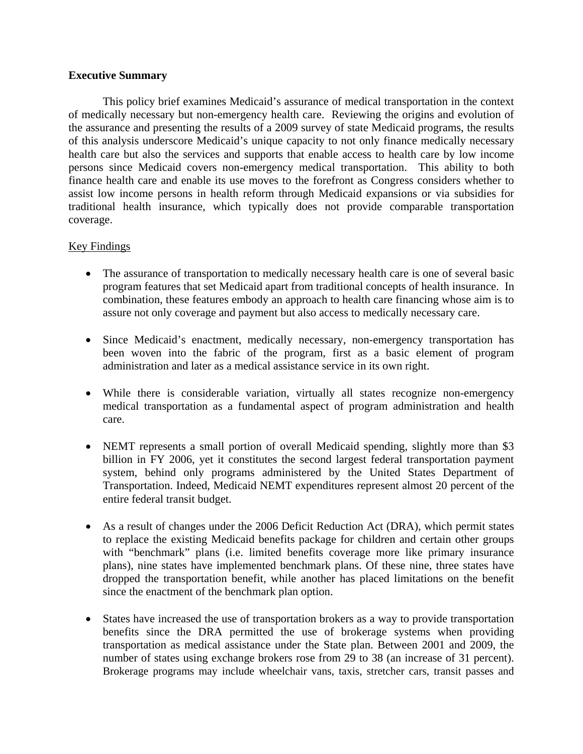**Executive Summary**

This policy brief examines Medicaid's assurance of medical transportation in the context of medically necessary but non-emergency health care. Reviewing the origins and evolution of the assurance and presenting the results of a 2009 survey of state Medicaid programs, the results of this analysis underscore Medicaid's unique capacity to not only finance medically necessary health care but also the services and supports that enable access to health care by low income persons since Medicaid covers non-emergency medical transportation. This ability to both finance health care and enable its use moves to the forefront as Congress considers whether to assist low income persons in health reform through Medicaid expansions or via subsidies for traditional health insurance, which typically does not provide comparable transportation coverage.

Key Findings

- The assurance of transportation to medically necessary health care is one of several basic program features that set Medicaid apart from traditional concepts of health insurance. In combination, these features embody an approach to health care financing whose aim is to assure not only coverage and payment but also access to medically necessary care.

- Since Medicaid's enactment, medically necessary, non-emergency transportation has been woven into the fabric of the program, first as a basic element of program administration and later as a medical assistance service in its own right.

- While there is considerable variation, virtually all states recognize non-emergency medical transportation as a fundamental aspect of program administration and health care.

- NEMT represents a small portion of overall Medicaid spending, slightly more than $3 billion in FY 2006, yet it constitutes the second largest federal transportation payment system, behind only programs administered by the United States Department of Transportation. Indeed, Medicaid NEMT expenditures represent almost 20 percent of the entire federal transit budget.

- As a result of changes under the 2006 Deficit Reduction Act (DRA), which permit states to replace the existing Medicaid benefits package for children and certain other groups with "benchmark" plans (i.e. limited benefits coverage more like primary insurance plans), nine states have implemented benchmark plans. Of these nine, three states have dropped the transportation benefit, while another has placed limitations on the benefit since the enactment of the benchmark plan option.

- States have increased the use of transportation brokers as a way to provide transportation benefits since the DRA permitted the use of brokerage systems when providing transportation as medical assistance under the State plan. Between 2001 and 2009, the number of states using exchange brokers rose from 29 to 38 (an increase of 31 percent). Brokerage programs may include wheelchair vans, taxis, stretcher cars, transit passes and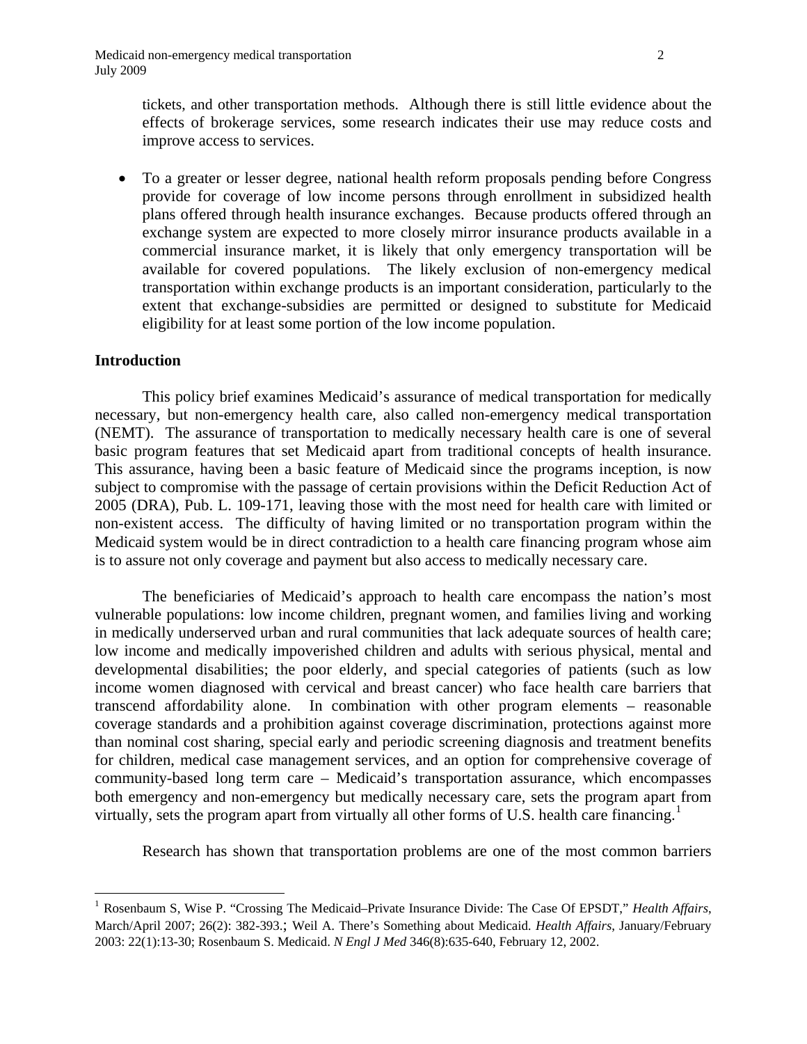tickets, and other transportation methods. Although there is still little evidence about the effects of brokerage services, some research indicates their use may reduce costs and improve access to services.

- To a greater or lesser degree, national health reform proposals pending before Congress provide for coverage of low income persons through enrollment in subsidized health plans offered through health insurance exchanges. Because products offered through an exchange system are expected to more closely mirror insurance products available in a commercial insurance market, it is likely that only emergency transportation will be available for covered populations. The likely exclusion of non-emergency medical transportation within exchange products is an important consideration, particularly to the extent that exchange-subsidies are permitted or designed to substitute for Medicaid eligibility for at least some portion of the low income population.

**Introduction**

This policy brief examines Medicaid's assurance of medical transportation for medically necessary, but non-emergency health care, also called non-emergency medical transportation (NEMT). The assurance of transportation to medically necessary health care is one of several basic program features that set Medicaid apart from traditional concepts of health insurance. This assurance, having been a basic feature of Medicaid since the programs inception, is now subject to compromise with the passage of certain provisions within the Deficit Reduction Act of 2005 (DRA), Pub. L. 109-171, leaving those with the most need for health care with limited or non-existent access. The difficulty of having limited or no transportation program within the Medicaid system would be in direct contradiction to a health care financing program whose aim is to assure not only coverage and payment but also access to medically necessary care.

The beneficiaries of Medicaid's approach to health care encompass the nation's most vulnerable populations: low income children, pregnant women, and families living and working in medically underserved urban and rural communities that lack adequate sources of health care; low income and medically impoverished children and adults with serious physical, mental and developmental disabilities; the poor elderly, and special categories of patients (such as low income women diagnosed with cervical and breast cancer) who face health care barriers that transcend affordability alone. In combination with other program elements – reasonable coverage standards and a prohibition against coverage discrimination, protections against more than nominal cost sharing, special early and periodic screening diagnosis and treatment benefits for children, medical case management services, and an option for comprehensive coverage of community-based long term care – Medicaid's transportation assurance, which encompasses both emergency and non-emergency but medically necessary care, sets the program apart from virtually, sets the program apart from virtually all other forms of U.S. health care financing.[1]

Research has shown that transportation problems are one of the most common barriers

[1] Rosenbaum S, Wise P. "Crossing The Medicaid–Private Insurance Divide: The Case Of EPSDT," *Health Affairs*, March/April 2007; 26(2): 382-393.; Weil A. There's Something about Medicaid. *Health Affairs*, January/February 2003: 22(1):13-30; Rosenbaum S. Medicaid. *N Engl J Med* 346(8):635-640, February 12, 2002.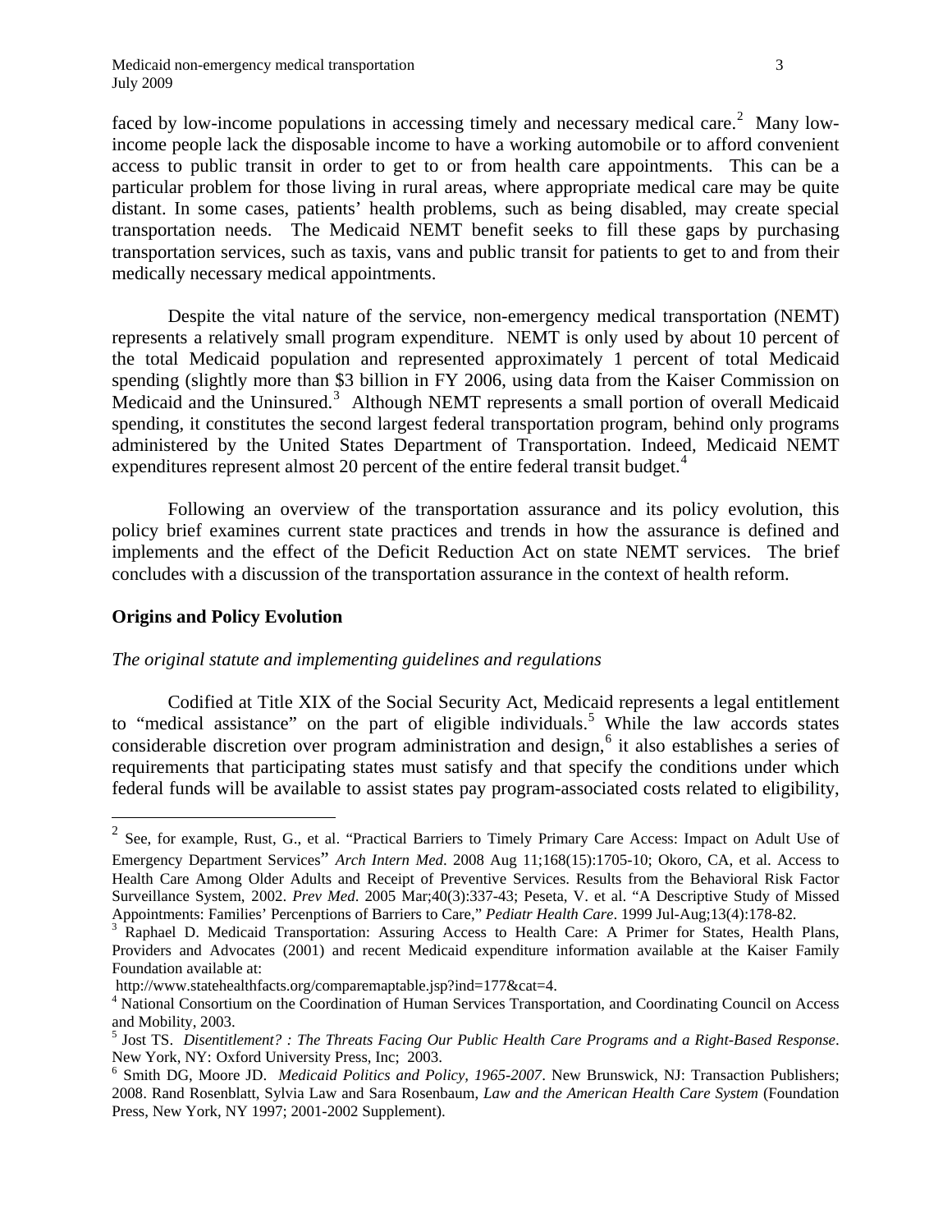faced by low-income populations in accessing timely and necessary medical care.[2] Many low-income people lack the disposable income to have a working automobile or to afford convenient access to public transit in order to get to or from health care appointments. This can be a particular problem for those living in rural areas, where appropriate medical care may be quite distant. In some cases, patients' health problems, such as being disabled, may create special transportation needs. The Medicaid NEMT benefit seeks to fill these gaps by purchasing transportation services, such as taxis, vans and public transit for patients to get to and from their medically necessary medical appointments.

Despite the vital nature of the service, non-emergency medical transportation (NEMT) represents a relatively small program expenditure. NEMT is only used by about 10 percent of the total Medicaid population and represented approximately 1 percent of total Medicaid spending (slightly more than $3 billion in FY 2006, using data from the Kaiser Commission on Medicaid and the Uninsured.[3] Although NEMT represents a small portion of overall Medicaid spending, it constitutes the second largest federal transportation program, behind only programs administered by the United States Department of Transportation. Indeed, Medicaid NEMT expenditures represent almost 20 percent of the entire federal transit budget.[4]

Following an overview of the transportation assurance and its policy evolution, this policy brief examines current state practices and trends in how the assurance is defined and implements and the effect of the Deficit Reduction Act on state NEMT services. The brief concludes with a discussion of the transportation assurance in the context of health reform.

## Origins and Policy Evolution

### *The original statute and implementing guidelines and regulations*

Codified at Title XIX of the Social Security Act, Medicaid represents a legal entitlement to "medical assistance" on the part of eligible individuals.[5] While the law accords states considerable discretion over program administration and design,[6] it also establishes a series of requirements that participating states must satisfy and that specify the conditions under which federal funds will be available to assist states pay program-associated costs related to eligibility,

---

[2] See, for example, Rust, G., et al. "Practical Barriers to Timely Primary Care Access: Impact on Adult Use of Emergency Department Services" *Arch Intern Med*. 2008 Aug 11;168(15):1705-10; Okoro, CA, et al. Access to Health Care Among Older Adults and Receipt of Preventive Services. Results from the Behavioral Risk Factor Surveillance System, 2002. *Prev Med*. 2005 Mar;40(3):337-43; Peseta, V. et al. "A Descriptive Study of Missed Appointments: Families' Percenptions of Barriers to Care," *Pediatr Health Care*. 1999 Jul-Aug;13(4):178-82.

[3] Raphael D. Medicaid Transportation: Assuring Access to Health Care: A Primer for States, Health Plans, Providers and Advocates (2001) and recent Medicaid expenditure information available at the Kaiser Family Foundation available at:
http://www.statehealthfacts.org/comparemaptable.jsp?ind=177&cat=4.

[4] National Consortium on the Coordination of Human Services Transportation, and Coordinating Council on Access and Mobility, 2003.

[5] Jost TS. *Disentitlement? : The Threats Facing Our Public Health Care Programs and a Right-Based Response*. New York, NY: Oxford University Press, Inc; 2003.

[6] Smith DG, Moore JD. *Medicaid Politics and Policy, 1965-2007*. New Brunswick, NJ: Transaction Publishers; 2008. Rand Rosenblatt, Sylvia Law and Sara Rosenbaum, *Law and the American Health Care System* (Foundation Press, New York, NY 1997; 2001-2002 Supplement).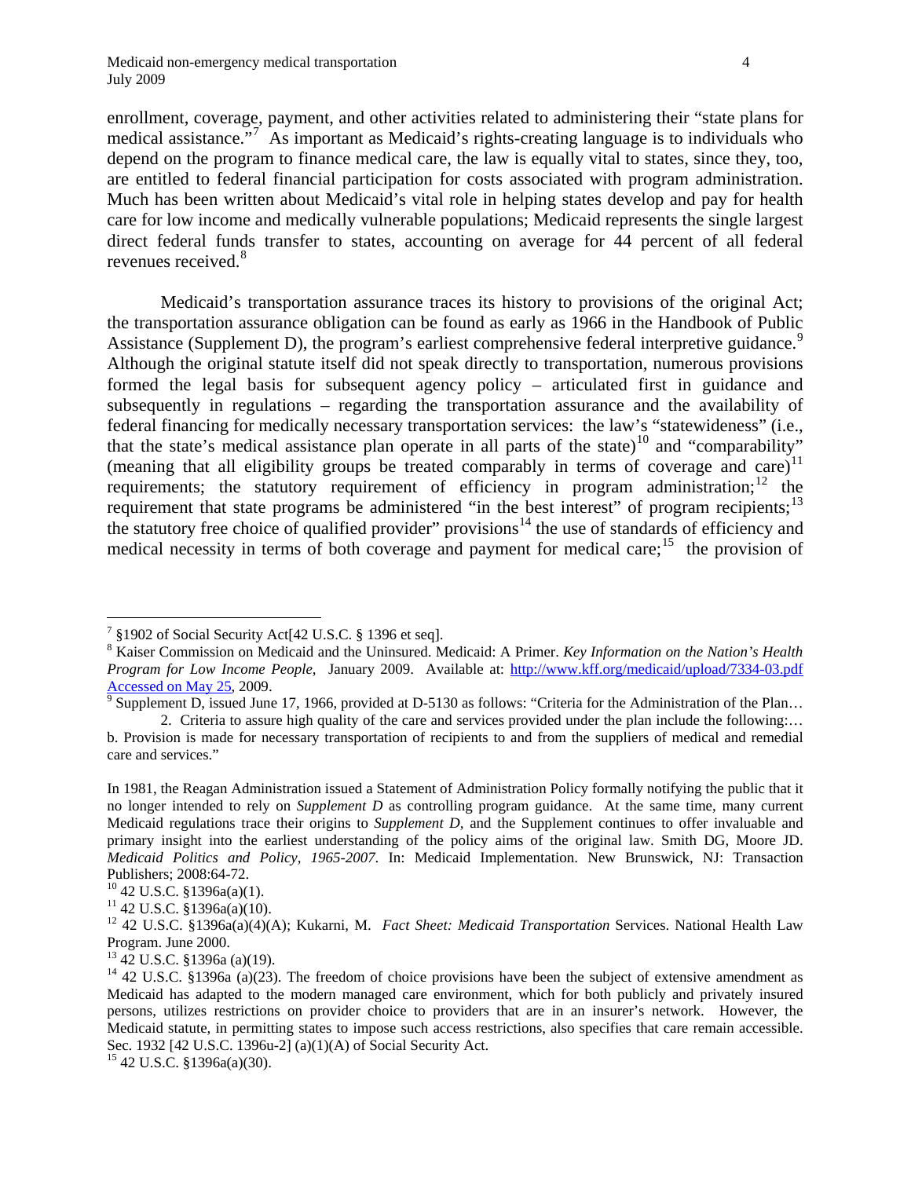enrollment, coverage, payment, and other activities related to administering their "state plans for medical assistance."[7] As important as Medicaid's rights-creating language is to individuals who depend on the program to finance medical care, the law is equally vital to states, since they, too, are entitled to federal financial participation for costs associated with program administration. Much has been written about Medicaid's vital role in helping states develop and pay for health care for low income and medically vulnerable populations; Medicaid represents the single largest direct federal funds transfer to states, accounting on average for 44 percent of all federal revenues received.[8]

Medicaid's transportation assurance traces its history to provisions of the original Act; the transportation assurance obligation can be found as early as 1966 in the Handbook of Public Assistance (Supplement D), the program's earliest comprehensive federal interpretive guidance.[9] Although the original statute itself did not speak directly to transportation, numerous provisions formed the legal basis for subsequent agency policy – articulated first in guidance and subsequently in regulations – regarding the transportation assurance and the availability of federal financing for medically necessary transportation services: the law's "statewideness" (i.e., that the state's medical assistance plan operate in all parts of the state)[10] and "comparability" (meaning that all eligibility groups be treated comparably in terms of coverage and care)[11] requirements; the statutory requirement of efficiency in program administration;[12] the requirement that state programs be administered "in the best interest" of program recipients;[13] the statutory free choice of qualified provider" provisions[14] the use of standards of efficiency and medical necessity in terms of both coverage and payment for medical care;[15] the provision of

---

[7] §1902 of Social Security Act[42 U.S.C. § 1396 et seq].

[8] Kaiser Commission on Medicaid and the Uninsured. Medicaid: A Primer. *Key Information on the Nation's Health Program for Low Income People,* January 2009. Available at: http://www.kff.org/medicaid/upload/7334-03.pdf Accessed on May 25, 2009.

[9] Supplement D, issued June 17, 1966, provided at D-5130 as follows: "Criteria for the Administration of the Plan…
2. Criteria to assure high quality of the care and services provided under the plan include the following:… b. Provision is made for necessary transportation of recipients to and from the suppliers of medical and remedial care and services."

In 1981, the Reagan Administration issued a Statement of Administration Policy formally notifying the public that it no longer intended to rely on *Supplement D* as controlling program guidance. At the same time, many current Medicaid regulations trace their origins to *Supplement D*, and the Supplement continues to offer invaluable and primary insight into the earliest understanding of the policy aims of the original law. Smith DG, Moore JD. *Medicaid Politics and Policy, 1965-2007*. In: Medicaid Implementation. New Brunswick, NJ: Transaction Publishers; 2008:64-72.

[10] 42 U.S.C. §1396a(a)(1).

[11] 42 U.S.C. §1396a(a)(10).

[12] 42 U.S.C. §1396a(a)(4)(A); Kukarni, M. *Fact Sheet: Medicaid Transportation* Services. National Health Law Program. June 2000.

[13] 42 U.S.C. §1396a (a)(19).

[14] 42 U.S.C. §1396a (a)(23). The freedom of choice provisions have been the subject of extensive amendment as Medicaid has adapted to the modern managed care environment, which for both publicly and privately insured persons, utilizes restrictions on provider choice to providers that are in an insurer's network. However, the Medicaid statute, in permitting states to impose such access restrictions, also specifies that care remain accessible. Sec. 1932 [42 U.S.C. 1396u-2] (a)(1)(A) of Social Security Act.

[15] 42 U.S.C. §1396a(a)(30).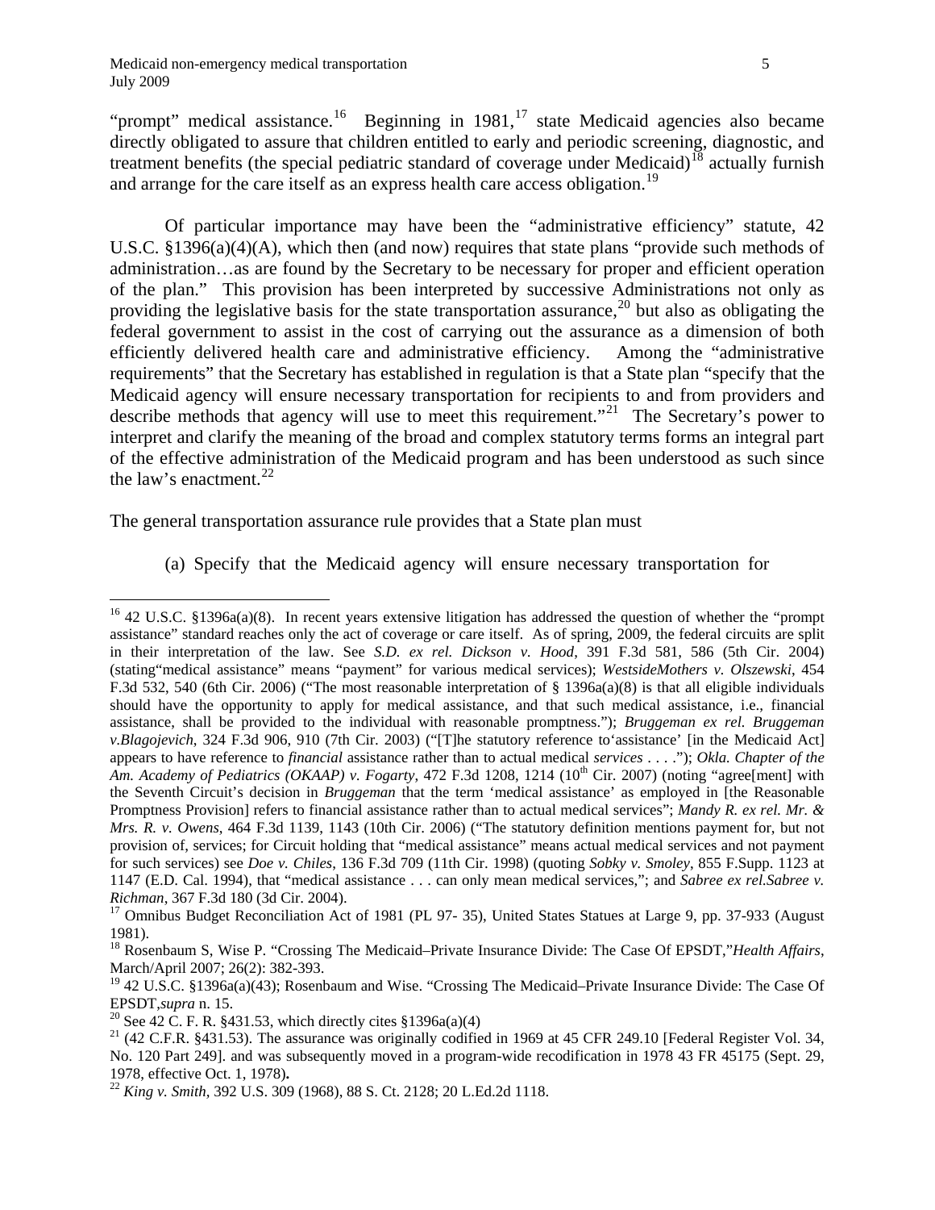"prompt" medical assistance.[16] Beginning in 1981,[17] state Medicaid agencies also became directly obligated to assure that children entitled to early and periodic screening, diagnostic, and treatment benefits (the special pediatric standard of coverage under Medicaid)[18] actually furnish and arrange for the care itself as an express health care access obligation.[19]

Of particular importance may have been the "administrative efficiency" statute, 42 U.S.C. §1396(a)(4)(A), which then (and now) requires that state plans "provide such methods of administration…as are found by the Secretary to be necessary for proper and efficient operation of the plan." This provision has been interpreted by successive Administrations not only as providing the legislative basis for the state transportation assurance,[20] but also as obligating the federal government to assist in the cost of carrying out the assurance as a dimension of both efficiently delivered health care and administrative efficiency. Among the "administrative requirements" that the Secretary has established in regulation is that a State plan "specify that the Medicaid agency will ensure necessary transportation for recipients to and from providers and describe methods that agency will use to meet this requirement."[21] The Secretary's power to interpret and clarify the meaning of the broad and complex statutory terms forms an integral part of the effective administration of the Medicaid program and has been understood as such since the law's enactment.[22]

The general transportation assurance rule provides that a State plan must

(a) Specify that the Medicaid agency will ensure necessary transportation for

---

[16] 42 U.S.C. §1396a(a)(8). In recent years extensive litigation has addressed the question of whether the "prompt assistance" standard reaches only the act of coverage or care itself. As of spring, 2009, the federal circuits are split in their interpretation of the law. See *S.D. ex rel. Dickson v. Hood*, 391 F.3d 581, 586 (5th Cir. 2004) (stating"medical assistance" means "payment" for various medical services); *WestsideMothers v. Olszewski*, 454 F.3d 532, 540 (6th Cir. 2006) ("The most reasonable interpretation of § 1396a(a)(8) is that all eligible individuals should have the opportunity to apply for medical assistance, and that such medical assistance, i.e., financial assistance, shall be provided to the individual with reasonable promptness."); *Bruggeman ex rel. Bruggeman v.Blagojevich*, 324 F.3d 906, 910 (7th Cir. 2003) ("[T]he statutory reference to'assistance' [in the Medicaid Act] appears to have reference to *financial* assistance rather than to actual medical *services* . . . ."); *Okla. Chapter of the Am. Academy of Pediatrics (OKAAP) v. Fogarty*, 472 F.3d 1208, 1214 (10th Cir. 2007) (noting "agree[ment] with the Seventh Circuit's decision in *Bruggeman* that the term 'medical assistance' as employed in [the Reasonable Promptness Provision] refers to financial assistance rather than to actual medical services"; *Mandy R. ex rel. Mr. & Mrs. R. v. Owens*, 464 F.3d 1139, 1143 (10th Cir. 2006) ("The statutory definition mentions payment for, but not provision of, services; for Circuit holding that "medical assistance" means actual medical services and not payment for such services) see *Doe v. Chiles*, 136 F.3d 709 (11th Cir. 1998) (quoting *Sobky v. Smoley*, 855 F.Supp. 1123 at 1147 (E.D. Cal. 1994), that "medical assistance . . . can only mean medical services,"; and *Sabree ex rel.Sabree v. Richman*, 367 F.3d 180 (3d Cir. 2004).

[17] Omnibus Budget Reconciliation Act of 1981 (PL 97- 35), United States Statues at Large 9, pp. 37-933 (August 1981).

[18] Rosenbaum S, Wise P. "Crossing The Medicaid–Private Insurance Divide: The Case Of EPSDT,"*Health Affairs*, March/April 2007; 26(2): 382-393.

[19] 42 U.S.C. §1396a(a)(43); Rosenbaum and Wise. "Crossing The Medicaid–Private Insurance Divide: The Case Of EPSDT,*supra* n. 15.

[20] See 42 C. F. R. §431.53, which directly cites §1396a(a)(4)

[21] (42 C.F.R. §431.53). The assurance was originally codified in 1969 at 45 CFR 249.10 [Federal Register Vol. 34, No. 120 Part 249]. and was subsequently moved in a program-wide recodification in 1978 43 FR 45175 (Sept. 29, 1978, effective Oct. 1, 1978).

[22] *King v. Smith*, 392 U.S. 309 (1968), 88 S. Ct. 2128; 20 L.Ed.2d 1118.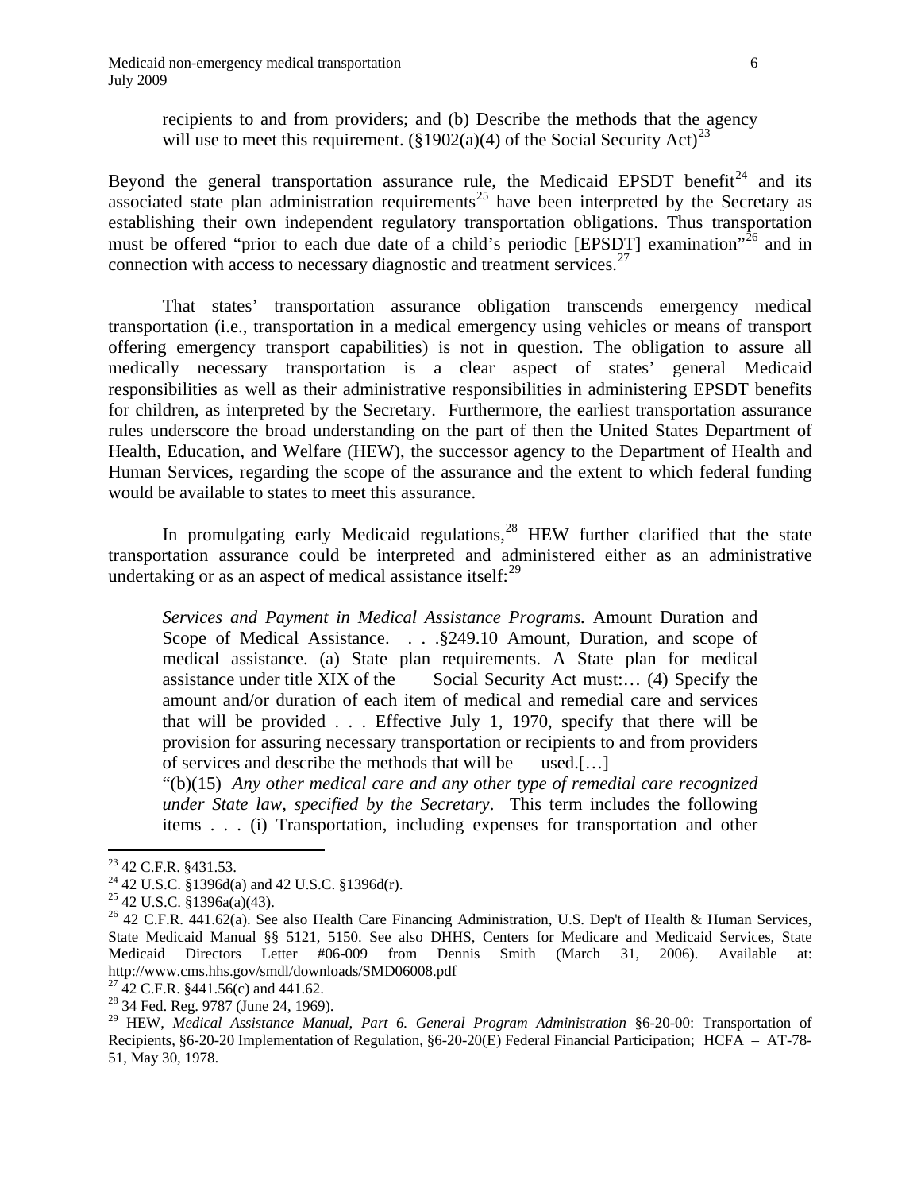recipients to and from providers; and (b) Describe the methods that the agency will use to meet this requirement. (§1902(a)(4) of the Social Security Act)[23]

Beyond the general transportation assurance rule, the Medicaid EPSDT benefit[24] and its associated state plan administration requirements[25] have been interpreted by the Secretary as establishing their own independent regulatory transportation obligations. Thus transportation must be offered "prior to each due date of a child's periodic [EPSDT] examination"[26] and in connection with access to necessary diagnostic and treatment services.[27]

That states' transportation assurance obligation transcends emergency medical transportation (i.e., transportation in a medical emergency using vehicles or means of transport offering emergency transport capabilities) is not in question. The obligation to assure all medically necessary transportation is a clear aspect of states' general Medicaid responsibilities as well as their administrative responsibilities in administering EPSDT benefits for children, as interpreted by the Secretary. Furthermore, the earliest transportation assurance rules underscore the broad understanding on the part of then the United States Department of Health, Education, and Welfare (HEW), the successor agency to the Department of Health and Human Services, regarding the scope of the assurance and the extent to which federal funding would be available to states to meet this assurance.

In promulgating early Medicaid regulations,[28] HEW further clarified that the state transportation assurance could be interpreted and administered either as an administrative undertaking or as an aspect of medical assistance itself:[29]

> *Services and Payment in Medical Assistance Programs.* Amount Duration and Scope of Medical Assistance. . . .§249.10 Amount, Duration, and scope of medical assistance. (a) State plan requirements. A State plan for medical assistance under title XIX of the Social Security Act must:… (4) Specify the amount and/or duration of each item of medical and remedial care and services that will be provided . . . Effective July 1, 1970, specify that there will be provision for assuring necessary transportation or recipients to and from providers of services and describe the methods that will be used.[…]
>
> "(b)(15) *Any other medical care and any other type of remedial care recognized under State law, specified by the Secretary*. This term includes the following items . . . (i) Transportation, including expenses for transportation and other

---

[23] 42 C.F.R. §431.53.

[24] 42 U.S.C. §1396d(a) and 42 U.S.C. §1396d(r).

[25] 42 U.S.C. §1396a(a)(43).

[26] 42 C.F.R. 441.62(a). See also Health Care Financing Administration, U.S. Dep't of Health & Human Services, State Medicaid Manual §§ 5121, 5150. See also DHHS, Centers for Medicare and Medicaid Services, State Medicaid Directors Letter #06-009 from Dennis Smith (March 31, 2006). Available at: http://www.cms.hhs.gov/smdl/downloads/SMD06008.pdf

[27] 42 C.F.R. §441.56(c) and 441.62.

[28] 34 Fed. Reg. 9787 (June 24, 1969).

[29] HEW, *Medical Assistance Manual, Part 6. General Program Administration* §6-20-00: Transportation of Recipients, §6-20-20 Implementation of Regulation, §6-20-20(E) Federal Financial Participation; HCFA – AT-78-51, May 30, 1978.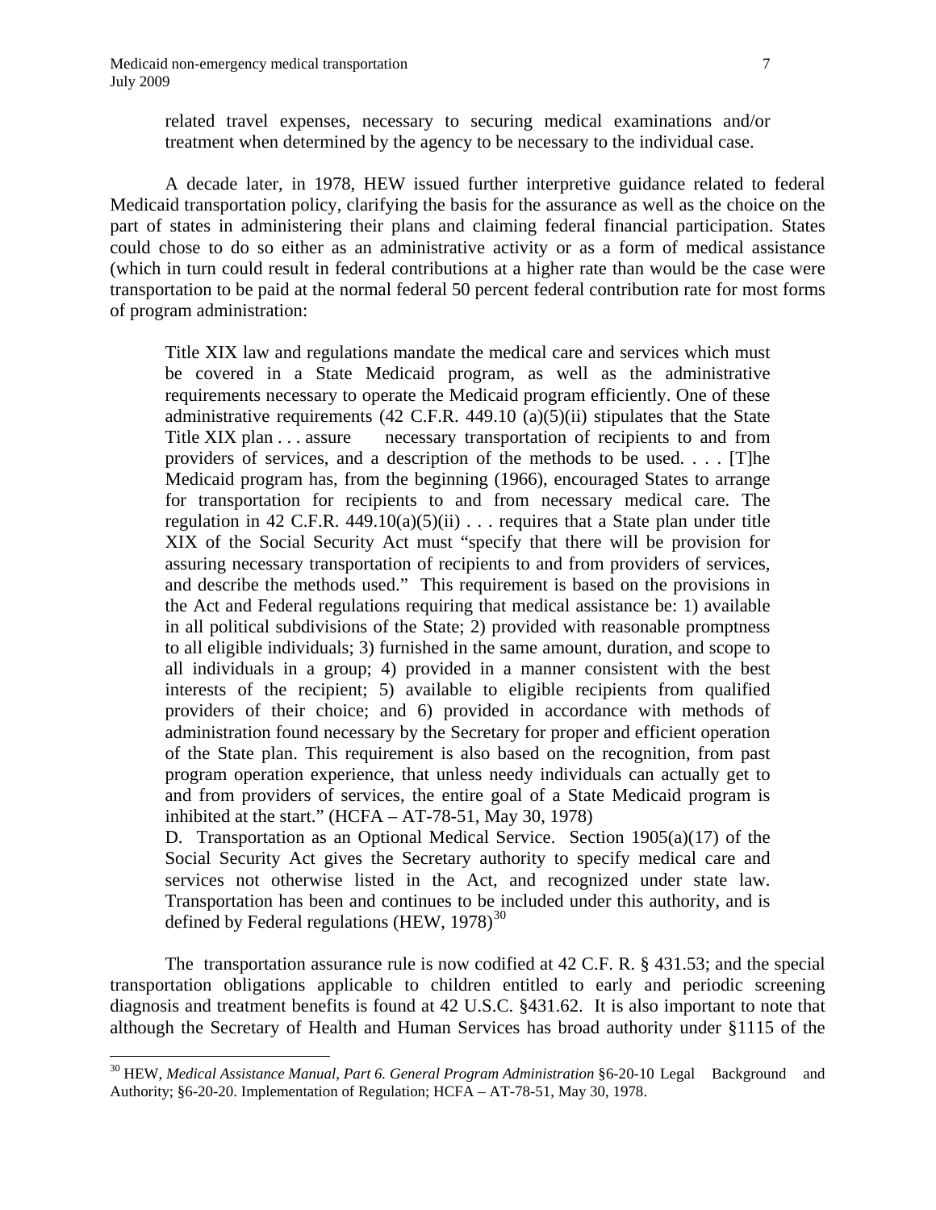related travel expenses, necessary to securing medical examinations and/or treatment when determined by the agency to be necessary to the individual case.

A decade later, in 1978, HEW issued further interpretive guidance related to federal Medicaid transportation policy, clarifying the basis for the assurance as well as the choice on the part of states in administering their plans and claiming federal financial participation. States could chose to do so either as an administrative activity or as a form of medical assistance (which in turn could result in federal contributions at a higher rate than would be the case were transportation to be paid at the normal federal 50 percent federal contribution rate for most forms of program administration:

> Title XIX law and regulations mandate the medical care and services which must be covered in a State Medicaid program, as well as the administrative requirements necessary to operate the Medicaid program efficiently. One of these administrative requirements (42 C.F.R. 449.10 (a)(5)(ii) stipulates that the State Title XIX plan . . . assure necessary transportation of recipients to and from providers of services, and a description of the methods to be used. . . . [T]he Medicaid program has, from the beginning (1966), encouraged States to arrange for transportation for recipients to and from necessary medical care. The regulation in 42 C.F.R. 449.10(a)(5)(ii) . . . requires that a State plan under title XIX of the Social Security Act must "specify that there will be provision for assuring necessary transportation of recipients to and from providers of services, and describe the methods used." This requirement is based on the provisions in the Act and Federal regulations requiring that medical assistance be: 1) available in all political subdivisions of the State; 2) provided with reasonable promptness to all eligible individuals; 3) furnished in the same amount, duration, and scope to all individuals in a group; 4) provided in a manner consistent with the best interests of the recipient; 5) available to eligible recipients from qualified providers of their choice; and 6) provided in accordance with methods of administration found necessary by the Secretary for proper and efficient operation of the State plan. This requirement is also based on the recognition, from past program operation experience, that unless needy individuals can actually get to and from providers of services, the entire goal of a State Medicaid program is inhibited at the start." (HCFA – AT-78-51, May 30, 1978)
>
> D. Transportation as an Optional Medical Service. Section 1905(a)(17) of the Social Security Act gives the Secretary authority to specify medical care and services not otherwise listed in the Act, and recognized under state law. Transportation has been and continues to be included under this authority, and is defined by Federal regulations (HEW, 1978)[30]

The transportation assurance rule is now codified at 42 C.F. R. § 431.53; and the special transportation obligations applicable to children entitled to early and periodic screening diagnosis and treatment benefits is found at 42 U.S.C. §431.62. It is also important to note that although the Secretary of Health and Human Services has broad authority under §1115 of the

---

[30] HEW, *Medical Assistance Manual, Part 6. General Program Administration* §6-20-10 Legal Background and Authority; §6-20-20. Implementation of Regulation; HCFA – AT-78-51, May 30, 1978.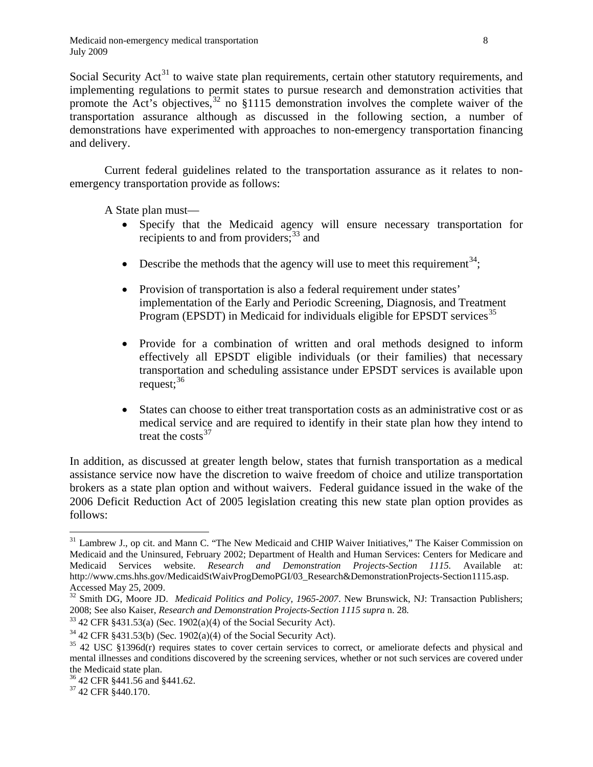Social Security Act[31] to waive state plan requirements, certain other statutory requirements, and implementing regulations to permit states to pursue research and demonstration activities that promote the Act's objectives,[32] no §1115 demonstration involves the complete waiver of the transportation assurance although as discussed in the following section, a number of demonstrations have experimented with approaches to non-emergency transportation financing and delivery.

Current federal guidelines related to the transportation assurance as it relates to non-emergency transportation provide as follows:

A State plan must—

- Specify that the Medicaid agency will ensure necessary transportation for recipients to and from providers;[33] and
- Describe the methods that the agency will use to meet this requirement[34];
- Provision of transportation is also a federal requirement under states' implementation of the Early and Periodic Screening, Diagnosis, and Treatment Program (EPSDT) in Medicaid for individuals eligible for EPSDT services[35]
- Provide for a combination of written and oral methods designed to inform effectively all EPSDT eligible individuals (or their families) that necessary transportation and scheduling assistance under EPSDT services is available upon request;[36]
- States can choose to either treat transportation costs as an administrative cost or as medical service and are required to identify in their state plan how they intend to treat the costs[37]

In addition, as discussed at greater length below, states that furnish transportation as a medical assistance service now have the discretion to waive freedom of choice and utilize transportation brokers as a state plan option and without waivers. Federal guidance issued in the wake of the 2006 Deficit Reduction Act of 2005 legislation creating this new state plan option provides as follows:

---

[31] Lambrew J., op cit. and Mann C. "The New Medicaid and CHIP Waiver Initiatives," The Kaiser Commission on Medicaid and the Uninsured, February 2002; Department of Health and Human Services: Centers for Medicare and Medicaid Services website. *Research and Demonstration Projects-Section 1115.* Available at: http://www.cms.hhs.gov/MedicaidStWaivProgDemoPGI/03_Research&DemonstrationProjects-Section1115.asp. Accessed May 25, 2009.

[32] Smith DG, Moore JD. *Medicaid Politics and Policy, 1965-2007*. New Brunswick, NJ: Transaction Publishers; 2008; See also Kaiser, *Research and Demonstration Projects-Section 1115 supra* n. 28.

[33] 42 CFR §431.53(a) (Sec. 1902(a)(4) of the Social Security Act).

[34] 42 CFR §431.53(b) (Sec. 1902(a)(4) of the Social Security Act).

[35] 42 USC §1396d(r) requires states to cover certain services to correct, or ameliorate defects and physical and mental illnesses and conditions discovered by the screening services, whether or not such services are covered under the Medicaid state plan.

[36] 42 CFR §441.56 and §441.62.

[37] 42 CFR §440.170.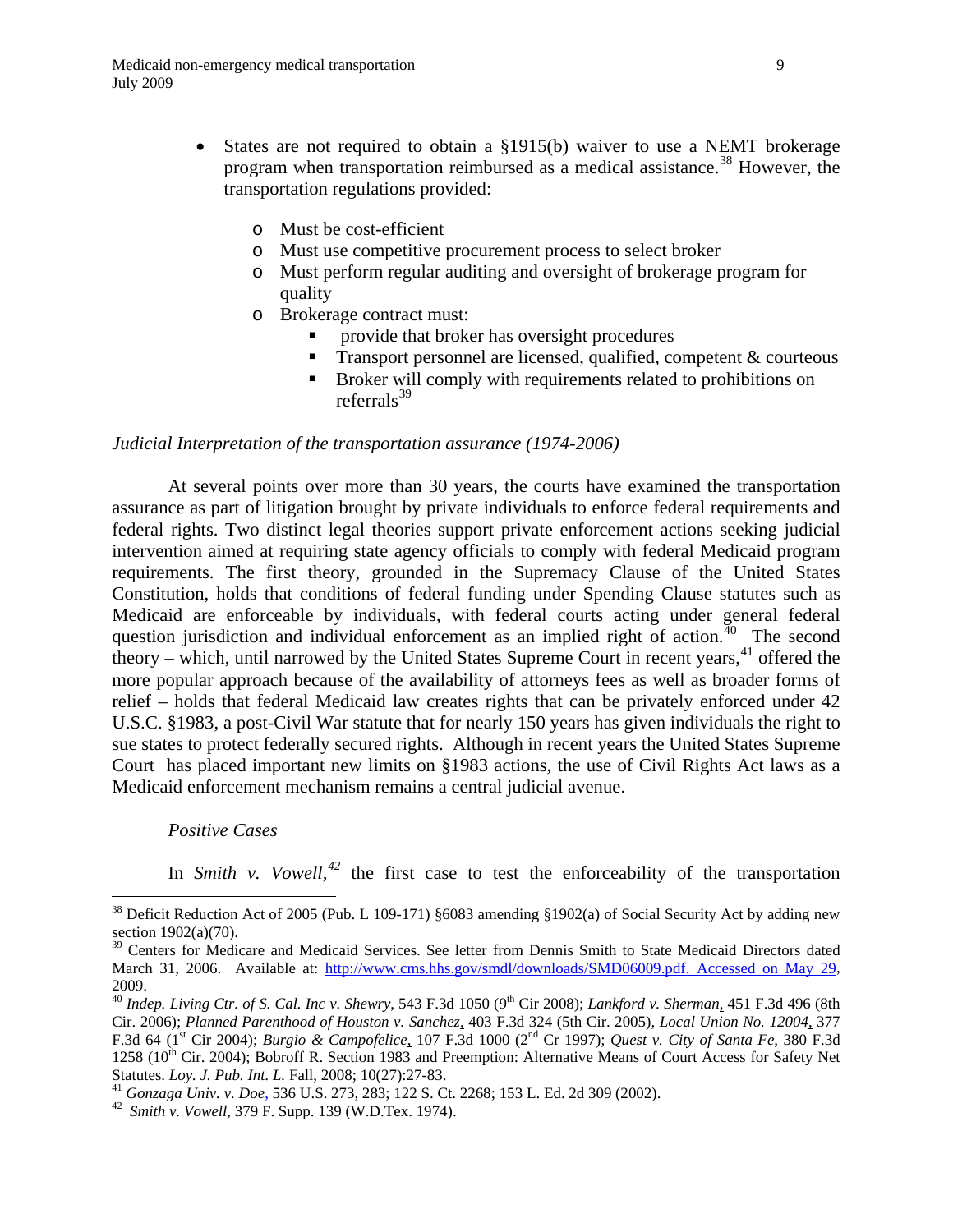- States are not required to obtain a §1915(b) waiver to use a NEMT brokerage program when transportation reimbursed as a medical assistance.[38] However, the transportation regulations provided:
  - Must be cost-efficient
  - Must use competitive procurement process to select broker
  - Must perform regular auditing and oversight of brokerage program for quality
  - Brokerage contract must:
    - provide that broker has oversight procedures
    - Transport personnel are licensed, qualified, competent & courteous
    - Broker will comply with requirements related to prohibitions on referrals[39]

*Judicial Interpretation of the transportation assurance (1974-2006)*

At several points over more than 30 years, the courts have examined the transportation assurance as part of litigation brought by private individuals to enforce federal requirements and federal rights. Two distinct legal theories support private enforcement actions seeking judicial intervention aimed at requiring state agency officials to comply with federal Medicaid program requirements. The first theory, grounded in the Supremacy Clause of the United States Constitution, holds that conditions of federal funding under Spending Clause statutes such as Medicaid are enforceable by individuals, with federal courts acting under general federal question jurisdiction and individual enforcement as an implied right of action.[40] The second theory – which, until narrowed by the United States Supreme Court in recent years,[41] offered the more popular approach because of the availability of attorneys fees as well as broader forms of relief – holds that federal Medicaid law creates rights that can be privately enforced under 42 U.S.C. §1983, a post-Civil War statute that for nearly 150 years has given individuals the right to sue states to protect federally secured rights. Although in recent years the United States Supreme Court has placed important new limits on §1983 actions, the use of Civil Rights Act laws as a Medicaid enforcement mechanism remains a central judicial avenue.

*Positive Cases*

In *Smith v. Vowell*,[42] the first case to test the enforceability of the transportation

---

[38] Deficit Reduction Act of 2005 (Pub. L 109-171) §6083 amending §1902(a) of Social Security Act by adding new section 1902(a)(70).

[39] Centers for Medicare and Medicaid Services. See letter from Dennis Smith to State Medicaid Directors dated March 31, 2006. Available at: http://www.cms.hhs.gov/smdl/downloads/SMD06009.pdf. Accessed on May 29, 2009.

[40] *Indep. Living Ctr. of S. Cal. Inc v. Shewry*, 543 F.3d 1050 (9th Cir 2008); *Lankford v. Sherman*, 451 F.3d 496 (8th Cir. 2006); *Planned Parenthood of Houston v. Sanchez*, 403 F.3d 324 (5th Cir. 2005), *Local Union No. 12004*, 377 F.3d 64 (1st Cir 2004); *Burgio & Campofelice*, 107 F.3d 1000 (2nd Cr 1997); *Quest v. City of Santa Fe*, 380 F.3d 1258 (10th Cir. 2004); Bobroff R. Section 1983 and Preemption: Alternative Means of Court Access for Safety Net Statutes. *Loy. J. Pub. Int. L.* Fall, 2008; 10(27):27-83.

[41] *Gonzaga Univ. v. Doe*, 536 U.S. 273, 283; 122 S. Ct. 2268; 153 L. Ed. 2d 309 (2002).

[42] *Smith v. Vowell*, 379 F. Supp. 139 (W.D.Tex. 1974).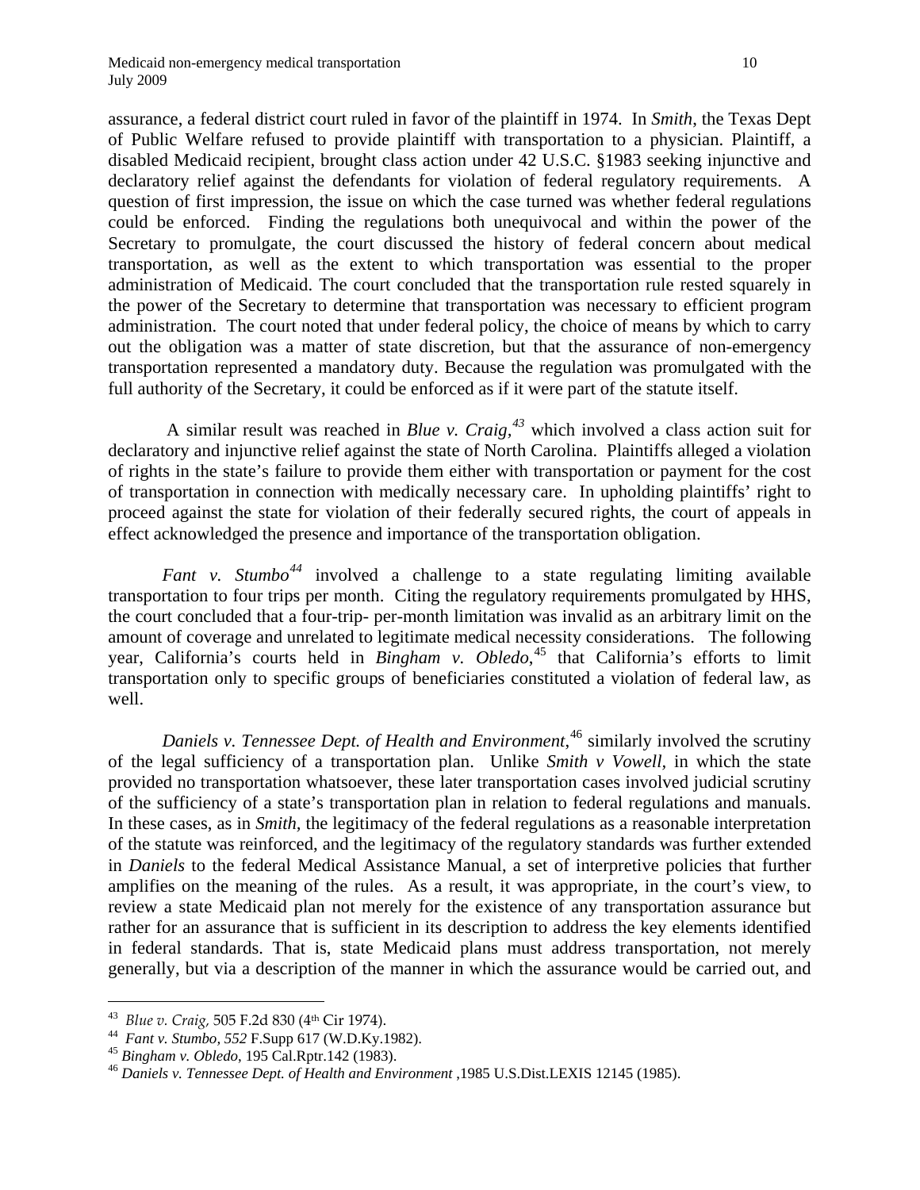assurance, a federal district court ruled in favor of the plaintiff in 1974. In *Smith*, the Texas Dept of Public Welfare refused to provide plaintiff with transportation to a physician. Plaintiff, a disabled Medicaid recipient, brought class action under 42 U.S.C. §1983 seeking injunctive and declaratory relief against the defendants for violation of federal regulatory requirements. A question of first impression, the issue on which the case turned was whether federal regulations could be enforced. Finding the regulations both unequivocal and within the power of the Secretary to promulgate, the court discussed the history of federal concern about medical transportation, as well as the extent to which transportation was essential to the proper administration of Medicaid. The court concluded that the transportation rule rested squarely in the power of the Secretary to determine that transportation was necessary to efficient program administration. The court noted that under federal policy, the choice of means by which to carry out the obligation was a matter of state discretion, but that the assurance of non-emergency transportation represented a mandatory duty. Because the regulation was promulgated with the full authority of the Secretary, it could be enforced as if it were part of the statute itself.

A similar result was reached in *Blue v. Craig,*[43] which involved a class action suit for declaratory and injunctive relief against the state of North Carolina. Plaintiffs alleged a violation of rights in the state's failure to provide them either with transportation or payment for the cost of transportation in connection with medically necessary care. In upholding plaintiffs' right to proceed against the state for violation of their federally secured rights, the court of appeals in effect acknowledged the presence and importance of the transportation obligation.

*Fant v. Stumbo*[44] involved a challenge to a state regulating limiting available transportation to four trips per month. Citing the regulatory requirements promulgated by HHS, the court concluded that a four-trip- per-month limitation was invalid as an arbitrary limit on the amount of coverage and unrelated to legitimate medical necessity considerations. The following year, California's courts held in *Bingham v. Obledo*,[45] that California's efforts to limit transportation only to specific groups of beneficiaries constituted a violation of federal law, as well.

*Daniels v. Tennessee Dept. of Health and Environment*,[46] similarly involved the scrutiny of the legal sufficiency of a transportation plan. Unlike *Smith v Vowell*, in which the state provided no transportation whatsoever, these later transportation cases involved judicial scrutiny of the sufficiency of a state's transportation plan in relation to federal regulations and manuals. In these cases, as in *Smith*, the legitimacy of the federal regulations as a reasonable interpretation of the statute was reinforced, and the legitimacy of the regulatory standards was further extended in *Daniels* to the federal Medical Assistance Manual, a set of interpretive policies that further amplifies on the meaning of the rules. As a result, it was appropriate, in the court's view, to review a state Medicaid plan not merely for the existence of any transportation assurance but rather for an assurance that is sufficient in its description to address the key elements identified in federal standards. That is, state Medicaid plans must address transportation, not merely generally, but via a description of the manner in which the assurance would be carried out, and

---

[43] *Blue v. Craig,* 505 F.2d 830 (4th Cir 1974).

[44] *Fant v. Stumbo, 552* F.Supp 617 (W.D.Ky.1982).

[45] *Bingham v. Obledo*, 195 Cal.Rptr.142 (1983).

[46] *Daniels v. Tennessee Dept. of Health and Environment* ,1985 U.S.Dist.LEXIS 12145 (1985).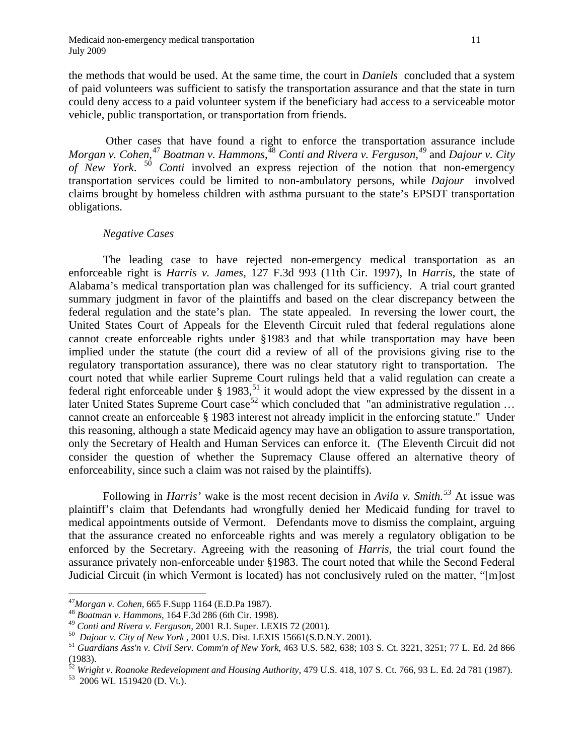the methods that would be used. At the same time, the court in *Daniels* concluded that a system of paid volunteers was sufficient to satisfy the transportation assurance and that the state in turn could deny access to a paid volunteer system if the beneficiary had access to a serviceable motor vehicle, public transportation, or transportation from friends.

Other cases that have found a right to enforce the transportation assurance include *Morgan v. Cohen*,[47] *Boatman v. Hammons*,[48] *Conti and Rivera v. Ferguson,*[49] and *Dajour v. City of New York*. [50] *Conti* involved an express rejection of the notion that non-emergency transportation services could be limited to non-ambulatory persons, while *Dajour* involved claims brought by homeless children with asthma pursuant to the state's EPSDT transportation obligations.

*Negative Cases*

The leading case to have rejected non-emergency medical transportation as an enforceable right is *Harris v. James*, 127 F.3d 993 (11th Cir. 1997), In *Harris*, the state of Alabama's medical transportation plan was challenged for its sufficiency. A trial court granted summary judgment in favor of the plaintiffs and based on the clear discrepancy between the federal regulation and the state's plan. The state appealed. In reversing the lower court, the United States Court of Appeals for the Eleventh Circuit ruled that federal regulations alone cannot create enforceable rights under §1983 and that while transportation may have been implied under the statute (the court did a review of all of the provisions giving rise to the regulatory transportation assurance), there was no clear statutory right to transportation. The court noted that while earlier Supreme Court rulings held that a valid regulation can create a federal right enforceable under § 1983,[51] it would adopt the view expressed by the dissent in a later United States Supreme Court case[52] which concluded that "an administrative regulation … cannot create an enforceable § 1983 interest not already implicit in the enforcing statute." Under this reasoning, although a state Medicaid agency may have an obligation to assure transportation, only the Secretary of Health and Human Services can enforce it. (The Eleventh Circuit did not consider the question of whether the Supremacy Clause offered an alternative theory of enforceability, since such a claim was not raised by the plaintiffs).

Following in *Harris'* wake is the most recent decision in *Avila v. Smith.*[53] At issue was plaintiff's claim that Defendants had wrongfully denied her Medicaid funding for travel to medical appointments outside of Vermont. Defendants move to dismiss the complaint, arguing that the assurance created no enforceable rights and was merely a regulatory obligation to be enforced by the Secretary. Agreeing with the reasoning of *Harris*, the trial court found the assurance privately non-enforceable under §1983. The court noted that while the Second Federal Judicial Circuit (in which Vermont is located) has not conclusively ruled on the matter, "[m]ost

---

[47] *Morgan v. Cohen*, 665 F.Supp 1164 (E.D.Pa 1987).

[48] *Boatman v. Hammons*, 164 F.3d 286 (6th Cir. 1998).

[49] *Conti and Rivera v. Ferguson*, 2001 R.I. Super. LEXIS 72 (2001).

[50] *Dajour v. City of New York* , 2001 U.S. Dist. LEXIS 15661(S.D.N.Y. 2001).

[51] *Guardians Ass'n v. Civil Serv. Comm'n of New York*, 463 U.S. 582, 638; 103 S. Ct. 3221, 3251; 77 L. Ed. 2d 866 (1983).

[52] *Wright v. Roanoke Redevelopment and Housing Authority*, 479 U.S. 418, 107 S. Ct. 766, 93 L. Ed. 2d 781 (1987).

[53] 2006 WL 1519420 (D. Vt.).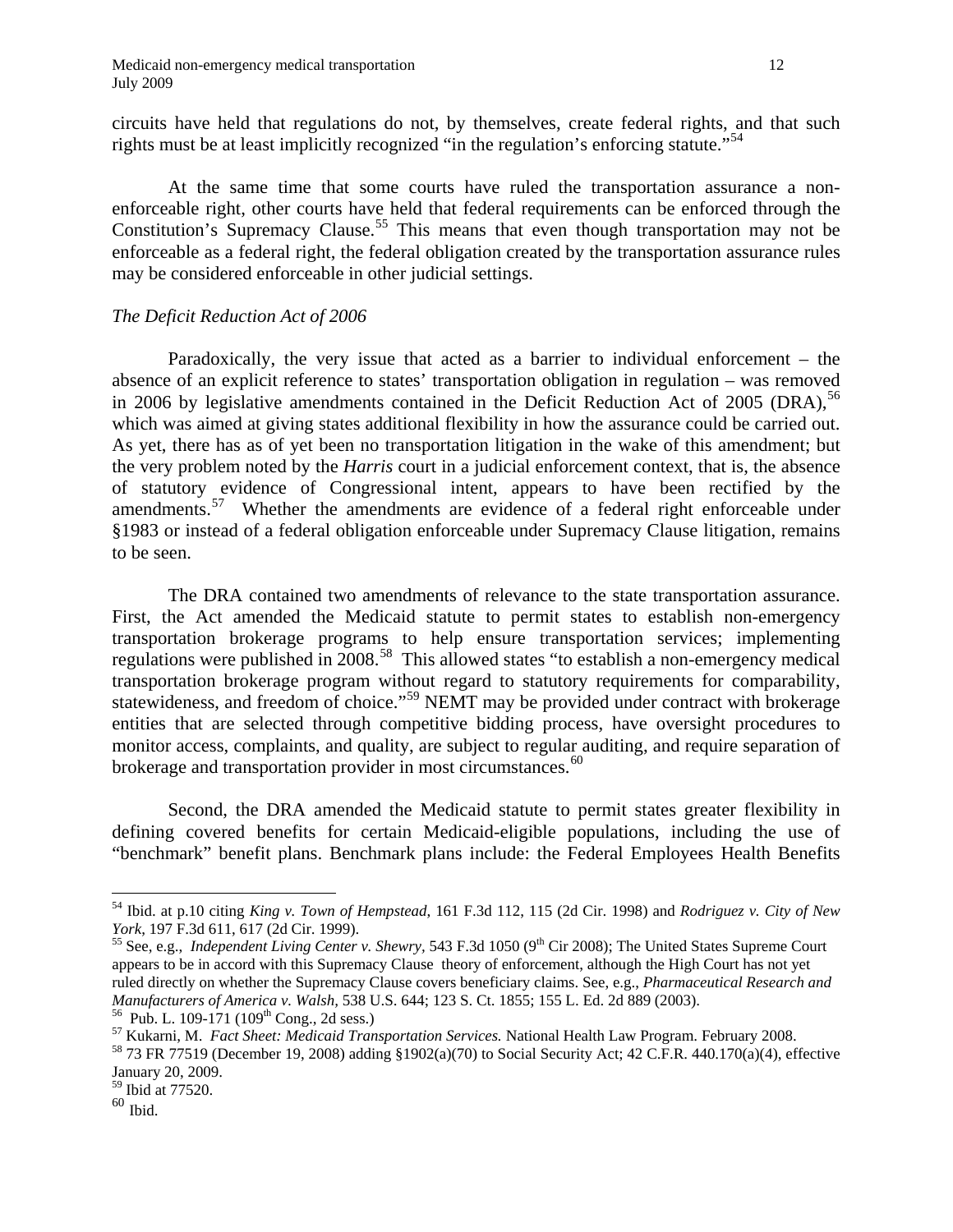circuits have held that regulations do not, by themselves, create federal rights, and that such rights must be at least implicitly recognized "in the regulation's enforcing statute."[54]

At the same time that some courts have ruled the transportation assurance a non-enforceable right, other courts have held that federal requirements can be enforced through the Constitution's Supremacy Clause.[55] This means that even though transportation may not be enforceable as a federal right, the federal obligation created by the transportation assurance rules may be considered enforceable in other judicial settings.

*The Deficit Reduction Act of 2006*

Paradoxically, the very issue that acted as a barrier to individual enforcement – the absence of an explicit reference to states' transportation obligation in regulation – was removed in 2006 by legislative amendments contained in the Deficit Reduction Act of 2005 (DRA),[56] which was aimed at giving states additional flexibility in how the assurance could be carried out. As yet, there has as of yet been no transportation litigation in the wake of this amendment; but the very problem noted by the *Harris* court in a judicial enforcement context, that is, the absence of statutory evidence of Congressional intent, appears to have been rectified by the amendments.[57] Whether the amendments are evidence of a federal right enforceable under §1983 or instead of a federal obligation enforceable under Supremacy Clause litigation, remains to be seen.

The DRA contained two amendments of relevance to the state transportation assurance. First, the Act amended the Medicaid statute to permit states to establish non-emergency transportation brokerage programs to help ensure transportation services; implementing regulations were published in 2008.[58] This allowed states "to establish a non-emergency medical transportation brokerage program without regard to statutory requirements for comparability, statewideness, and freedom of choice."[59] NEMT may be provided under contract with brokerage entities that are selected through competitive bidding process, have oversight procedures to monitor access, complaints, and quality, are subject to regular auditing, and require separation of brokerage and transportation provider in most circumstances.[60]

Second, the DRA amended the Medicaid statute to permit states greater flexibility in defining covered benefits for certain Medicaid-eligible populations, including the use of "benchmark" benefit plans. Benchmark plans include: the Federal Employees Health Benefits

---

[54] Ibid. at p.10 citing *King v. Town of Hempstead,* 161 F.3d 112, 115 (2d Cir. 1998) and *Rodriguez v. City of New York*, 197 F.3d 611, 617 (2d Cir. 1999).

[55] See, e.g., *Independent Living Center v. Shewry,* 543 F.3d 1050 (9th Cir 2008); The United States Supreme Court appears to be in accord with this Supremacy Clause theory of enforcement, although the High Court has not yet ruled directly on whether the Supremacy Clause covers beneficiary claims. See, e.g., *Pharmaceutical Research and Manufacturers of America v. Walsh,* 538 U.S. 644; 123 S. Ct. 1855; 155 L. Ed. 2d 889 (2003).

[56] Pub. L. 109-171 (109th Cong., 2d sess.)

[57] Kukarni, M. *Fact Sheet: Medicaid Transportation Services.* National Health Law Program. February 2008.

[58] 73 FR 77519 (December 19, 2008) adding §1902(a)(70) to Social Security Act; 42 C.F.R. 440.170(a)(4), effective January 20, 2009.

[59] Ibid at 77520.

[60] Ibid.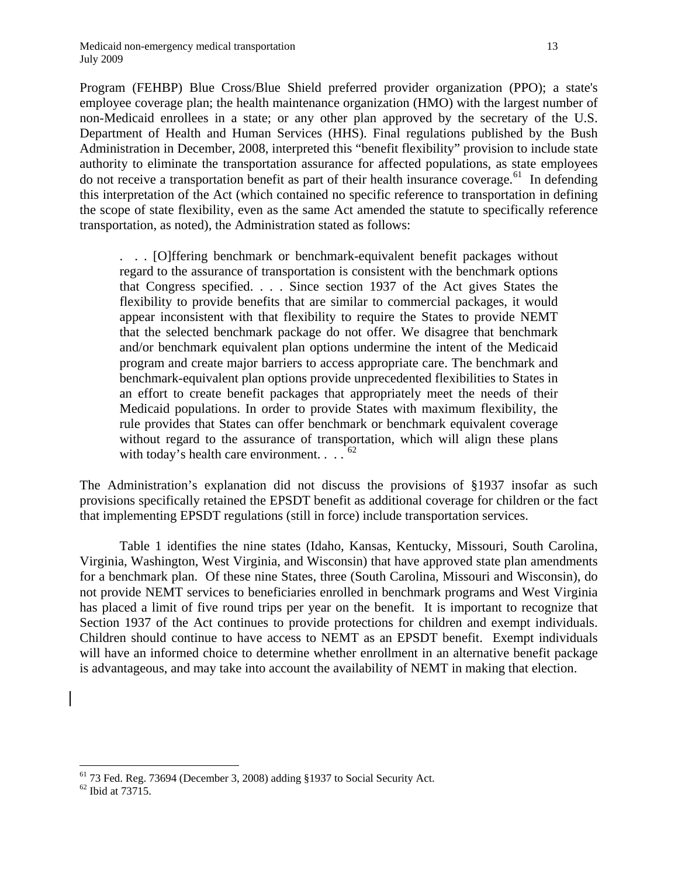Program (FEHBP) Blue Cross/Blue Shield preferred provider organization (PPO); a state's employee coverage plan; the health maintenance organization (HMO) with the largest number of non-Medicaid enrollees in a state; or any other plan approved by the secretary of the U.S. Department of Health and Human Services (HHS). Final regulations published by the Bush Administration in December, 2008, interpreted this "benefit flexibility" provision to include state authority to eliminate the transportation assurance for affected populations, as state employees do not receive a transportation benefit as part of their health insurance coverage.[61] In defending this interpretation of the Act (which contained no specific reference to transportation in defining the scope of state flexibility, even as the same Act amended the statute to specifically reference transportation, as noted), the Administration stated as follows:

> . . . [O]ffering benchmark or benchmark-equivalent benefit packages without regard to the assurance of transportation is consistent with the benchmark options that Congress specified. . . . Since section 1937 of the Act gives States the flexibility to provide benefits that are similar to commercial packages, it would appear inconsistent with that flexibility to require the States to provide NEMT that the selected benchmark package do not offer. We disagree that benchmark and/or benchmark equivalent plan options undermine the intent of the Medicaid program and create major barriers to access appropriate care. The benchmark and benchmark-equivalent plan options provide unprecedented flexibilities to States in an effort to create benefit packages that appropriately meet the needs of their Medicaid populations. In order to provide States with maximum flexibility, the rule provides that States can offer benchmark or benchmark equivalent coverage without regard to the assurance of transportation, which will align these plans with today's health care environment. . . .[62]

The Administration's explanation did not discuss the provisions of §1937 insofar as such provisions specifically retained the EPSDT benefit as additional coverage for children or the fact that implementing EPSDT regulations (still in force) include transportation services.

Table 1 identifies the nine states (Idaho, Kansas, Kentucky, Missouri, South Carolina, Virginia, Washington, West Virginia, and Wisconsin) that have approved state plan amendments for a benchmark plan. Of these nine States, three (South Carolina, Missouri and Wisconsin), do not provide NEMT services to beneficiaries enrolled in benchmark programs and West Virginia has placed a limit of five round trips per year on the benefit. It is important to recognize that Section 1937 of the Act continues to provide protections for children and exempt individuals. Children should continue to have access to NEMT as an EPSDT benefit. Exempt individuals will have an informed choice to determine whether enrollment in an alternative benefit package is advantageous, and may take into account the availability of NEMT in making that election.

[61] 73 Fed. Reg. 73694 (December 3, 2008) adding §1937 to Social Security Act.

[62] Ibid at 73715.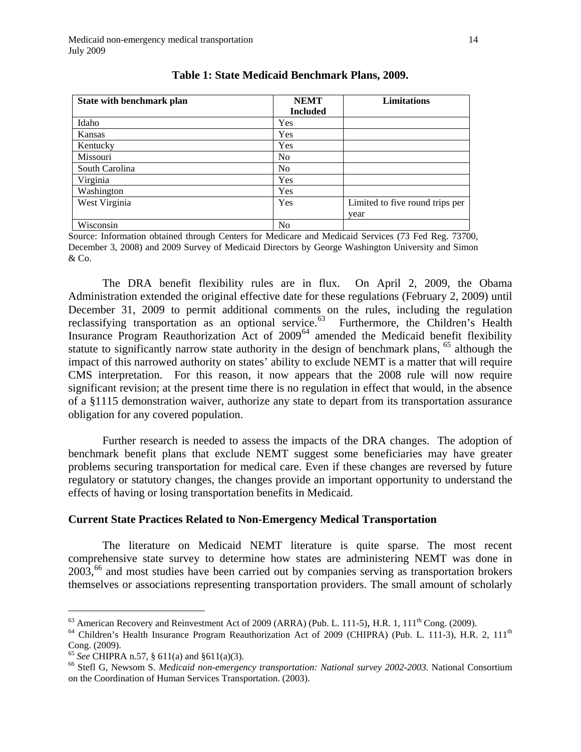**Table 1: State Medicaid Benchmark Plans, 2009.**

| State with benchmark plan | NEMT Included | Limitations |
|---|---|---|
| Idaho | Yes | |
| Kansas | Yes | |
| Kentucky | Yes | |
| Missouri | No | |
| South Carolina | No | |
| Virginia | Yes | |
| Washington | Yes | |
| West Virginia | Yes | Limited to five round trips per year |
| Wisconsin | No | |

Source: Information obtained through Centers for Medicare and Medicaid Services (73 Fed Reg. 73700, December 3, 2008) and 2009 Survey of Medicaid Directors by George Washington University and Simon & Co.

The DRA benefit flexibility rules are in flux. On April 2, 2009, the Obama Administration extended the original effective date for these regulations (February 2, 2009) until December 31, 2009 to permit additional comments on the rules, including the regulation reclassifying transportation as an optional service.[63] Furthermore, the Children's Health Insurance Program Reauthorization Act of 2009[64] amended the Medicaid benefit flexibility statute to significantly narrow state authority in the design of benchmark plans, [65] although the impact of this narrowed authority on states' ability to exclude NEMT is a matter that will require CMS interpretation. For this reason, it now appears that the 2008 rule will now require significant revision; at the present time there is no regulation in effect that would, in the absence of a §1115 demonstration waiver, authorize any state to depart from its transportation assurance obligation for any covered population.

Further research is needed to assess the impacts of the DRA changes. The adoption of benchmark benefit plans that exclude NEMT suggest some beneficiaries may have greater problems securing transportation for medical care. Even if these changes are reversed by future regulatory or statutory changes, the changes provide an important opportunity to understand the effects of having or losing transportation benefits in Medicaid.

### Current State Practices Related to Non-Emergency Medical Transportation

The literature on Medicaid NEMT literature is quite sparse. The most recent comprehensive state survey to determine how states are administering NEMT was done in 2003,[66] and most studies have been carried out by companies serving as transportation brokers themselves or associations representing transportation providers. The small amount of scholarly

---

[63] American Recovery and Reinvestment Act of 2009 (ARRA) (Pub. L. 111-5), H.R. 1, 111th Cong. (2009).

[64] Children's Health Insurance Program Reauthorization Act of 2009 (CHIPRA) (Pub. L. 111-3), H.R. 2, 111th Cong. (2009).

[65] *See* CHIPRA n.57, § 611(a) and §611(a)(3).

[66] Stefl G, Newsom S. *Medicaid non-emergency transportation: National survey 2002-2003.* National Consortium on the Coordination of Human Services Transportation. (2003).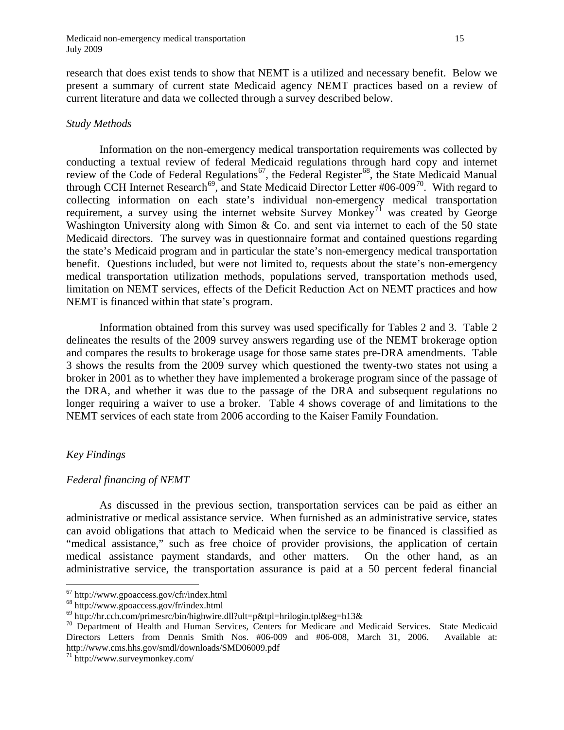research that does exist tends to show that NEMT is a utilized and necessary benefit. Below we present a summary of current state Medicaid agency NEMT practices based on a review of current literature and data we collected through a survey described below.

*Study Methods*

Information on the non-emergency medical transportation requirements was collected by conducting a textual review of federal Medicaid regulations through hard copy and internet review of the Code of Federal Regulations[67], the Federal Register[68], the State Medicaid Manual through CCH Internet Research[69], and State Medicaid Director Letter #06-009[70]. With regard to collecting information on each state's individual non-emergency medical transportation requirement, a survey using the internet website Survey Monkey[71] was created by George Washington University along with Simon & Co. and sent via internet to each of the 50 state Medicaid directors. The survey was in questionnaire format and contained questions regarding the state's Medicaid program and in particular the state's non-emergency medical transportation benefit. Questions included, but were not limited to, requests about the state's non-emergency medical transportation utilization methods, populations served, transportation methods used, limitation on NEMT services, effects of the Deficit Reduction Act on NEMT practices and how NEMT is financed within that state's program.

Information obtained from this survey was used specifically for Tables 2 and 3. Table 2 delineates the results of the 2009 survey answers regarding use of the NEMT brokerage option and compares the results to brokerage usage for those same states pre-DRA amendments. Table 3 shows the results from the 2009 survey which questioned the twenty-two states not using a broker in 2001 as to whether they have implemented a brokerage program since of the passage of the DRA, and whether it was due to the passage of the DRA and subsequent regulations no longer requiring a waiver to use a broker. Table 4 shows coverage of and limitations to the NEMT services of each state from 2006 according to the Kaiser Family Foundation.

*Key Findings*

*Federal financing of NEMT*

As discussed in the previous section, transportation services can be paid as either an administrative or medical assistance service. When furnished as an administrative service, states can avoid obligations that attach to Medicaid when the service to be financed is classified as "medical assistance," such as free choice of provider provisions, the application of certain medical assistance payment standards, and other matters. On the other hand, as an administrative service, the transportation assurance is paid at a 50 percent federal financial

---

[67] http://www.gpoaccess.gov/cfr/index.html

[68] http://www.gpoaccess.gov/fr/index.html

[69] http://hr.cch.com/primesrc/bin/highwire.dll?ult=p&tpl=hrilogin.tpl&eg=h13&

[70] Department of Health and Human Services, Centers for Medicare and Medicaid Services. State Medicaid Directors Letters from Dennis Smith Nos. #06-009 and #06-008, March 31, 2006. Available at: http://www.cms.hhs.gov/smdl/downloads/SMD06009.pdf

[71] http://www.surveymonkey.com/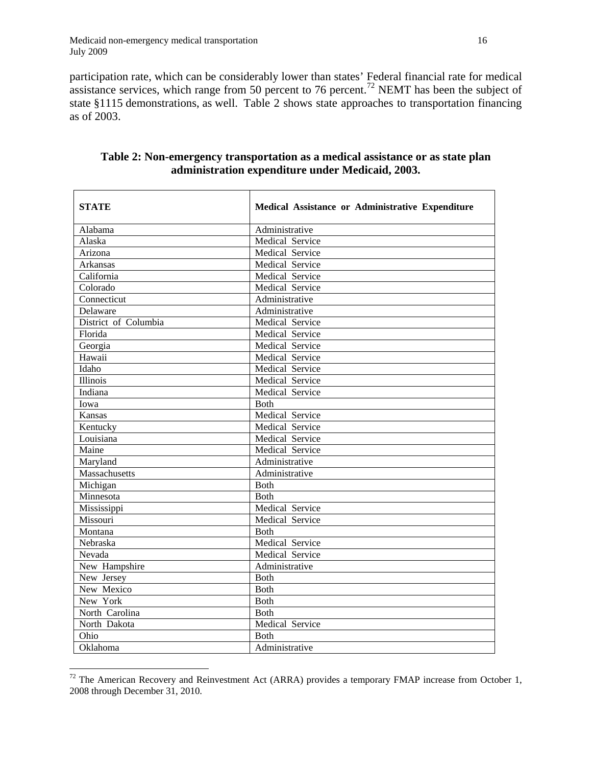participation rate, which can be considerably lower than states' Federal financial rate for medical assistance services, which range from 50 percent to 76 percent.[72] NEMT has been the subject of state §1115 demonstrations, as well. Table 2 shows state approaches to transportation financing as of 2003.

**Table 2: Non-emergency transportation as a medical assistance or as state plan administration expenditure under Medicaid, 2003.**

| STATE | Medical Assistance or Administrative Expenditure |
|---|---|
| Alabama | Administrative |
| Alaska | Medical Service |
| Arizona | Medical Service |
| Arkansas | Medical Service |
| California | Medical Service |
| Colorado | Medical Service |
| Connecticut | Administrative |
| Delaware | Administrative |
| District of Columbia | Medical Service |
| Florida | Medical Service |
| Georgia | Medical Service |
| Hawaii | Medical Service |
| Idaho | Medical Service |
| Illinois | Medical Service |
| Indiana | Medical Service |
| Iowa | Both |
| Kansas | Medical Service |
| Kentucky | Medical Service |
| Louisiana | Medical Service |
| Maine | Medical Service |
| Maryland | Administrative |
| Massachusetts | Administrative |
| Michigan | Both |
| Minnesota | Both |
| Mississippi | Medical Service |
| Missouri | Medical Service |
| Montana | Both |
| Nebraska | Medical Service |
| Nevada | Medical Service |
| New Hampshire | Administrative |
| New Jersey | Both |
| New Mexico | Both |
| New York | Both |
| North Carolina | Both |
| North Dakota | Medical Service |
| Ohio | Both |
| Oklahoma | Administrative |

[72] The American Recovery and Reinvestment Act (ARRA) provides a temporary FMAP increase from October 1, 2008 through December 31, 2010.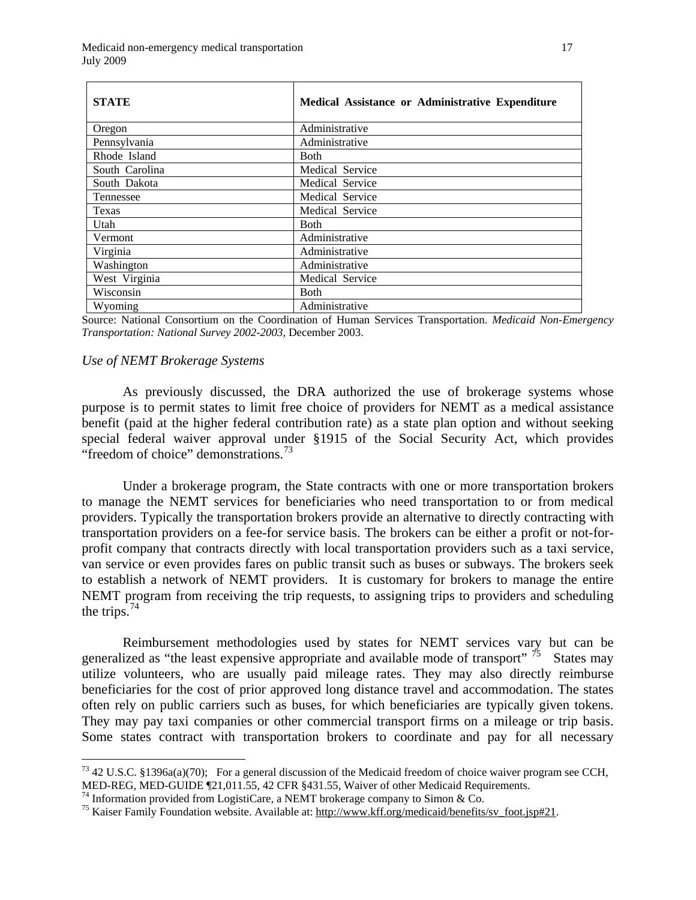| STATE | Medical Assistance or Administrative Expenditure |
|---|---|
| Oregon | Administrative |
| Pennsylvania | Administrative |
| Rhode Island | Both |
| South Carolina | Medical Service |
| South Dakota | Medical Service |
| Tennessee | Medical Service |
| Texas | Medical Service |
| Utah | Both |
| Vermont | Administrative |
| Virginia | Administrative |
| Washington | Administrative |
| West Virginia | Medical Service |
| Wisconsin | Both |
| Wyoming | Administrative |

Source: National Consortium on the Coordination of Human Services Transportation. *Medicaid Non-Emergency Transportation: National Survey 2002-2003*, December 2003.

*Use of NEMT Brokerage Systems*

As previously discussed, the DRA authorized the use of brokerage systems whose purpose is to permit states to limit free choice of providers for NEMT as a medical assistance benefit (paid at the higher federal contribution rate) as a state plan option and without seeking special federal waiver approval under §1915 of the Social Security Act, which provides "freedom of choice" demonstrations.[73]

Under a brokerage program, the State contracts with one or more transportation brokers to manage the NEMT services for beneficiaries who need transportation to or from medical providers. Typically the transportation brokers provide an alternative to directly contracting with transportation providers on a fee-for service basis. The brokers can be either a profit or not-for-profit company that contracts directly with local transportation providers such as a taxi service, van service or even provides fares on public transit such as buses or subways. The brokers seek to establish a network of NEMT providers. It is customary for brokers to manage the entire NEMT program from receiving the trip requests, to assigning trips to providers and scheduling the trips.[74]

Reimbursement methodologies used by states for NEMT services vary but can be generalized as "the least expensive appropriate and available mode of transport"[75] States may utilize volunteers, who are usually paid mileage rates. They may also directly reimburse beneficiaries for the cost of prior approved long distance travel and accommodation. The states often rely on public carriers such as buses, for which beneficiaries are typically given tokens. They may pay taxi companies or other commercial transport firms on a mileage or trip basis. Some states contract with transportation brokers to coordinate and pay for all necessary

[73] 42 U.S.C. §1396a(a)(70); For a general discussion of the Medicaid freedom of choice waiver program see CCH, MED-REG, MED-GUIDE ¶21,011.55, 42 CFR §431.55, Waiver of other Medicaid Requirements.

[74] Information provided from LogistiCare, a NEMT brokerage company to Simon & Co.

[75] Kaiser Family Foundation website. Available at: http://www.kff.org/medicaid/benefits/sv_foot.jsp#21.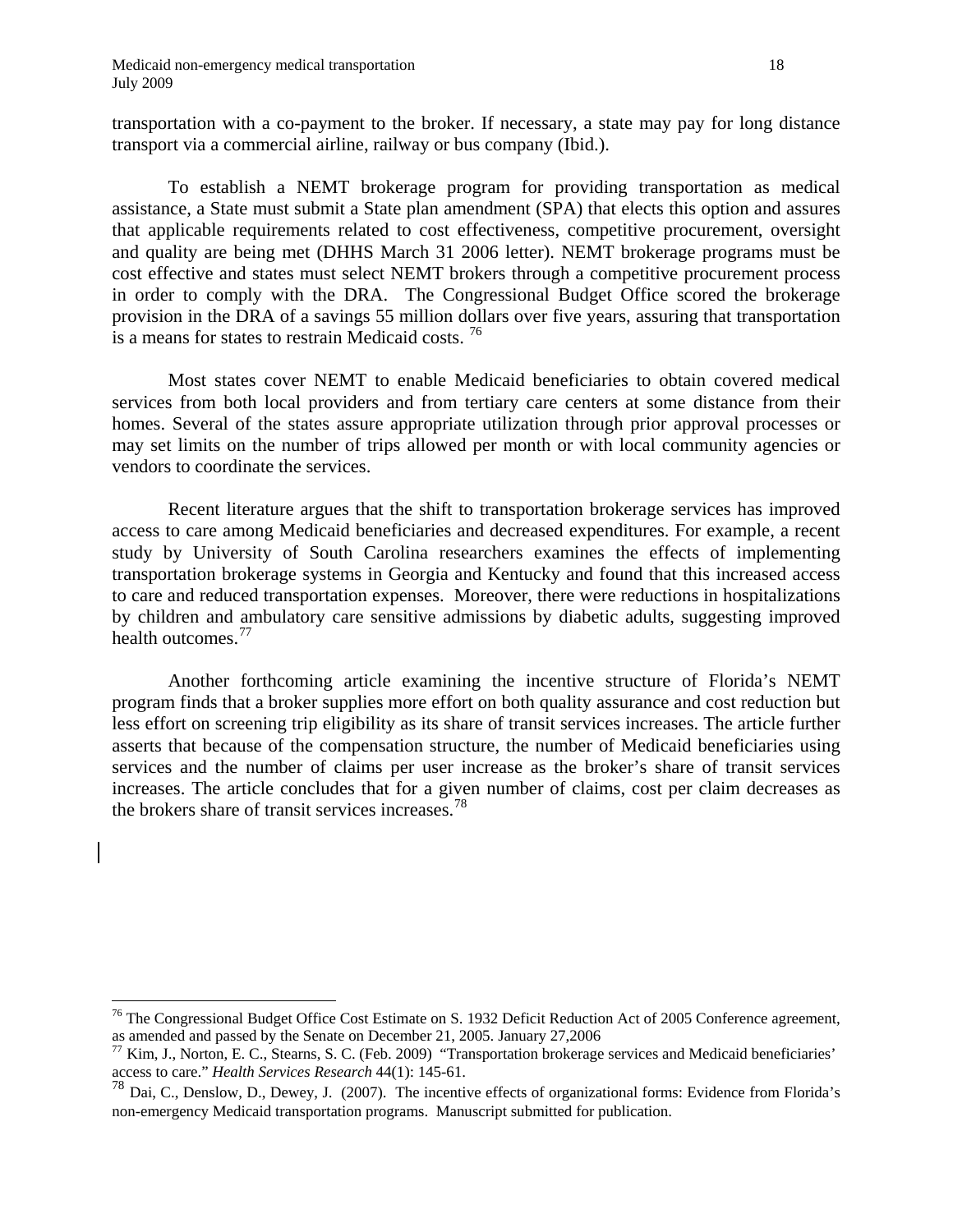transportation with a co-payment to the broker. If necessary, a state may pay for long distance transport via a commercial airline, railway or bus company (Ibid.).

To establish a NEMT brokerage program for providing transportation as medical assistance, a State must submit a State plan amendment (SPA) that elects this option and assures that applicable requirements related to cost effectiveness, competitive procurement, oversight and quality are being met (DHHS March 31 2006 letter). NEMT brokerage programs must be cost effective and states must select NEMT brokers through a competitive procurement process in order to comply with the DRA. The Congressional Budget Office scored the brokerage provision in the DRA of a savings 55 million dollars over five years, assuring that transportation is a means for states to restrain Medicaid costs. [76]

Most states cover NEMT to enable Medicaid beneficiaries to obtain covered medical services from both local providers and from tertiary care centers at some distance from their homes. Several of the states assure appropriate utilization through prior approval processes or may set limits on the number of trips allowed per month or with local community agencies or vendors to coordinate the services.

Recent literature argues that the shift to transportation brokerage services has improved access to care among Medicaid beneficiaries and decreased expenditures. For example, a recent study by University of South Carolina researchers examines the effects of implementing transportation brokerage systems in Georgia and Kentucky and found that this increased access to care and reduced transportation expenses. Moreover, there were reductions in hospitalizations by children and ambulatory care sensitive admissions by diabetic adults, suggesting improved health outcomes.[77]

Another forthcoming article examining the incentive structure of Florida's NEMT program finds that a broker supplies more effort on both quality assurance and cost reduction but less effort on screening trip eligibility as its share of transit services increases. The article further asserts that because of the compensation structure, the number of Medicaid beneficiaries using services and the number of claims per user increase as the broker's share of transit services increases. The article concludes that for a given number of claims, cost per claim decreases as the brokers share of transit services increases.[78]

---

[76] The Congressional Budget Office Cost Estimate on S. 1932 Deficit Reduction Act of 2005 Conference agreement, as amended and passed by the Senate on December 21, 2005. January 27,2006

[77] Kim, J., Norton, E. C., Stearns, S. C. (Feb. 2009) "Transportation brokerage services and Medicaid beneficiaries' access to care." *Health Services Research* 44(1): 145-61.

[78] Dai, C., Denslow, D., Dewey, J. (2007). The incentive effects of organizational forms: Evidence from Florida's non-emergency Medicaid transportation programs. Manuscript submitted for publication.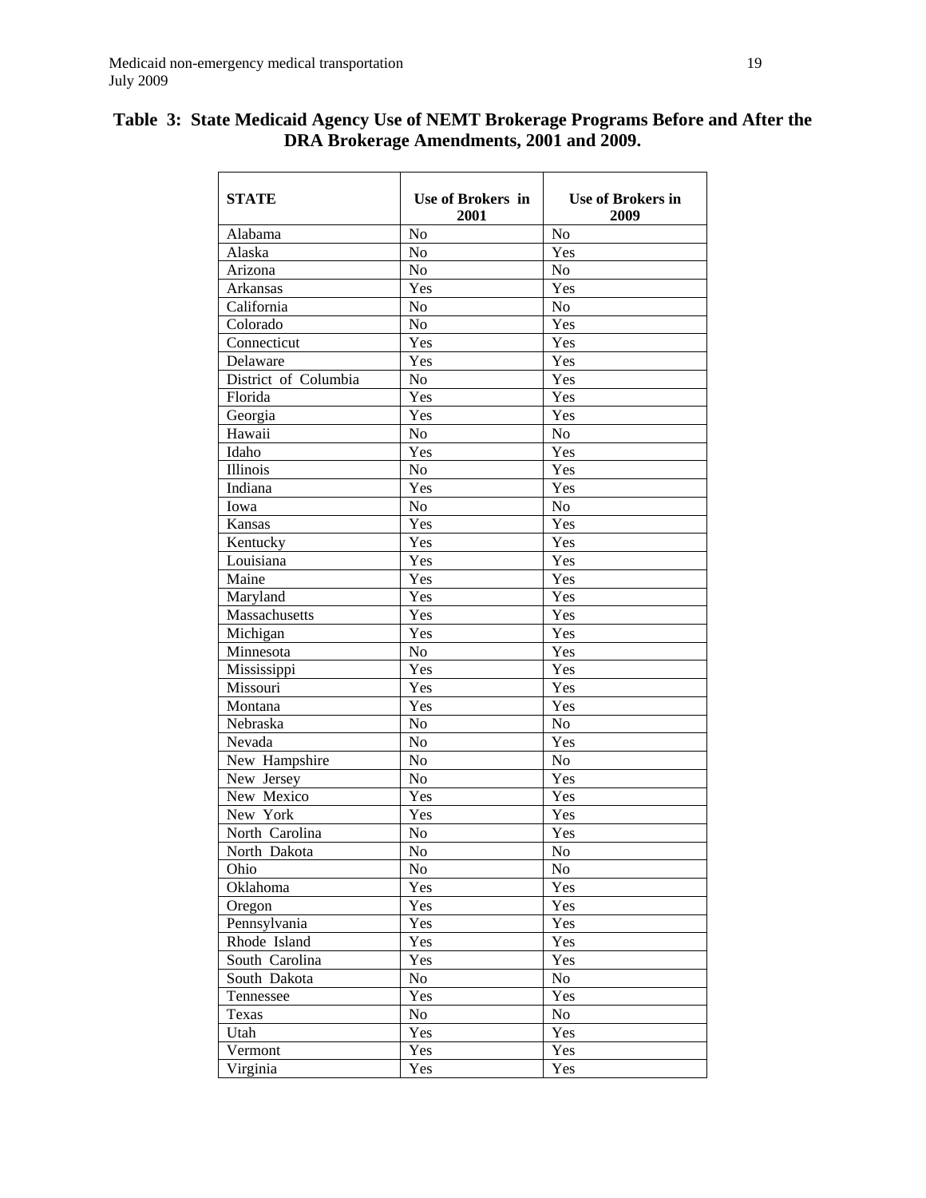**Table 3: State Medicaid Agency Use of NEMT Brokerage Programs Before and After the DRA Brokerage Amendments, 2001 and 2009.**

| STATE | Use of Brokers in 2001 | Use of Brokers in 2009 |
|---|---|---|
| Alabama | No | No |
| Alaska | No | Yes |
| Arizona | No | No |
| Arkansas | Yes | Yes |
| California | No | No |
| Colorado | No | Yes |
| Connecticut | Yes | Yes |
| Delaware | Yes | Yes |
| District of Columbia | No | Yes |
| Florida | Yes | Yes |
| Georgia | Yes | Yes |
| Hawaii | No | No |
| Idaho | Yes | Yes |
| Illinois | No | Yes |
| Indiana | Yes | Yes |
| Iowa | No | No |
| Kansas | Yes | Yes |
| Kentucky | Yes | Yes |
| Louisiana | Yes | Yes |
| Maine | Yes | Yes |
| Maryland | Yes | Yes |
| Massachusetts | Yes | Yes |
| Michigan | Yes | Yes |
| Minnesota | No | Yes |
| Mississippi | Yes | Yes |
| Missouri | Yes | Yes |
| Montana | Yes | Yes |
| Nebraska | No | No |
| Nevada | No | Yes |
| New Hampshire | No | No |
| New Jersey | No | Yes |
| New Mexico | Yes | Yes |
| New York | Yes | Yes |
| North Carolina | No | Yes |
| North Dakota | No | No |
| Ohio | No | No |
| Oklahoma | Yes | Yes |
| Oregon | Yes | Yes |
| Pennsylvania | Yes | Yes |
| Rhode Island | Yes | Yes |
| South Carolina | Yes | Yes |
| South Dakota | No | No |
| Tennessee | Yes | Yes |
| Texas | No | No |
| Utah | Yes | Yes |
| Vermont | Yes | Yes |
| Virginia | Yes | Yes |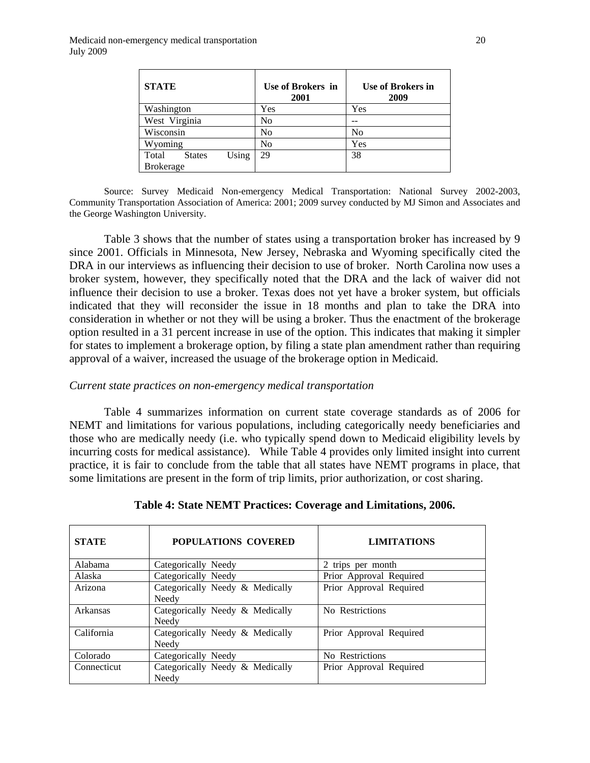| STATE | Use of Brokers in 2001 | Use of Brokers in 2009 |
|---|---|---|
| Washington | Yes | Yes |
| West Virginia | No | -- |
| Wisconsin | No | No |
| Wyoming | No | Yes |
| Total States Using Brokerage | 29 | 38 |

Source: Survey Medicaid Non-emergency Medical Transportation: National Survey 2002-2003, Community Transportation Association of America: 2001; 2009 survey conducted by MJ Simon and Associates and the George Washington University.

Table 3 shows that the number of states using a transportation broker has increased by 9 since 2001. Officials in Minnesota, New Jersey, Nebraska and Wyoming specifically cited the DRA in our interviews as influencing their decision to use of broker. North Carolina now uses a broker system, however, they specifically noted that the DRA and the lack of waiver did not influence their decision to use a broker. Texas does not yet have a broker system, but officials indicated that they will reconsider the issue in 18 months and plan to take the DRA into consideration in whether or not they will be using a broker. Thus the enactment of the brokerage option resulted in a 31 percent increase in use of the option. This indicates that making it simpler for states to implement a brokerage option, by filing a state plan amendment rather than requiring approval of a waiver, increased the usuage of the brokerage option in Medicaid.

*Current state practices on non-emergency medical transportation*

Table 4 summarizes information on current state coverage standards as of 2006 for NEMT and limitations for various populations, including categorically needy beneficiaries and those who are medically needy (i.e. who typically spend down to Medicaid eligibility levels by incurring costs for medical assistance). While Table 4 provides only limited insight into current practice, it is fair to conclude from the table that all states have NEMT programs in place, that some limitations are present in the form of trip limits, prior authorization, or cost sharing.

**Table 4: State NEMT Practices: Coverage and Limitations, 2006.**

| STATE | POPULATIONS COVERED | LIMITATIONS |
|---|---|---|
| Alabama | Categorically Needy | 2 trips per month |
| Alaska | Categorically Needy | Prior Approval Required |
| Arizona | Categorically Needy & Medically Needy | Prior Approval Required |
| Arkansas | Categorically Needy & Medically Needy | No Restrictions |
| California | Categorically Needy & Medically Needy | Prior Approval Required |
| Colorado | Categorically Needy | No Restrictions |
| Connecticut | Categorically Needy & Medically Needy | Prior Approval Required |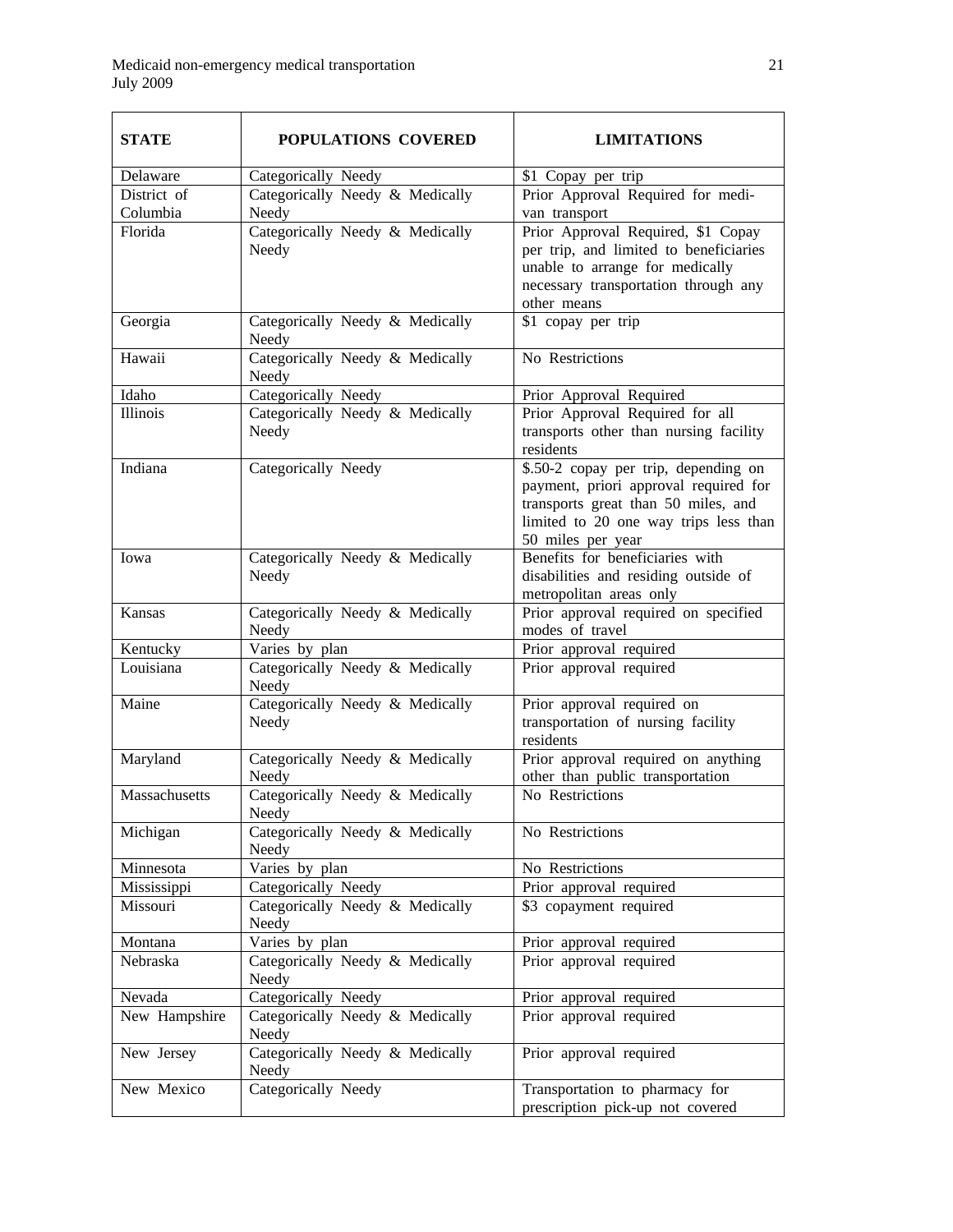| STATE | POPULATIONS COVERED | LIMITATIONS |
|---|---|---|
| Delaware | Categorically Needy | $1 Copay per trip |
| District of Columbia | Categorically Needy & Medically Needy | Prior Approval Required for medi-van transport |
| Florida | Categorically Needy & Medically Needy | Prior Approval Required, $1 Copay per trip, and limited to beneficiaries unable to arrange for medically necessary transportation through any other means |
| Georgia | Categorically Needy & Medically Needy | $1 copay per trip |
| Hawaii | Categorically Needy & Medically Needy | No Restrictions |
| Idaho | Categorically Needy | Prior Approval Required |
| Illinois | Categorically Needy & Medically Needy | Prior Approval Required for all transports other than nursing facility residents |
| Indiana | Categorically Needy | $.50-2 copay per trip, depending on payment, priori approval required for transports great than 50 miles, and limited to 20 one way trips less than 50 miles per year |
| Iowa | Categorically Needy & Medically Needy | Benefits for beneficiaries with disabilities and residing outside of metropolitan areas only |
| Kansas | Categorically Needy & Medically Needy | Prior approval required on specified modes of travel |
| Kentucky | Varies by plan | Prior approval required |
| Louisiana | Categorically Needy & Medically Needy | Prior approval required |
| Maine | Categorically Needy & Medically Needy | Prior approval required on transportation of nursing facility residents |
| Maryland | Categorically Needy & Medically Needy | Prior approval required on anything other than public transportation |
| Massachusetts | Categorically Needy & Medically Needy | No Restrictions |
| Michigan | Categorically Needy & Medically Needy | No Restrictions |
| Minnesota | Varies by plan | No Restrictions |
| Mississippi | Categorically Needy | Prior approval required |
| Missouri | Categorically Needy & Medically Needy | $3 copayment required |
| Montana | Varies by plan | Prior approval required |
| Nebraska | Categorically Needy & Medically Needy | Prior approval required |
| Nevada | Categorically Needy | Prior approval required |
| New Hampshire | Categorically Needy & Medically Needy | Prior approval required |
| New Jersey | Categorically Needy & Medically Needy | Prior approval required |
| New Mexico | Categorically Needy | Transportation to pharmacy for prescription pick-up not covered |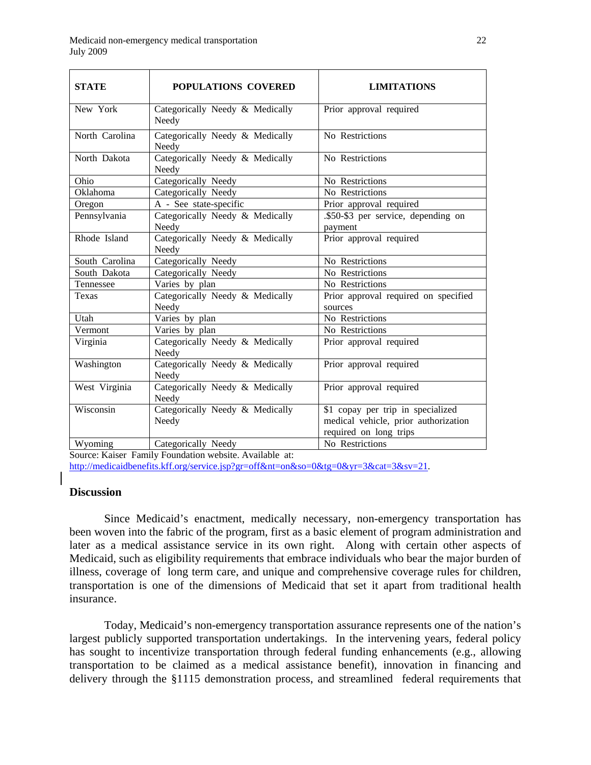| STATE | POPULATIONS COVERED | LIMITATIONS |
|---|---|---|
| New York | Categorically Needy & Medically Needy | Prior approval required |
| North Carolina | Categorically Needy & Medically Needy | No Restrictions |
| North Dakota | Categorically Needy & Medically Needy | No Restrictions |
| Ohio | Categorically Needy | No Restrictions |
| Oklahoma | Categorically Needy | No Restrictions |
| Oregon | A - See state-specific | Prior approval required |
| Pennsylvania | Categorically Needy & Medically Needy | .$50-$3 per service, depending on payment |
| Rhode Island | Categorically Needy & Medically Needy | Prior approval required |
| South Carolina | Categorically Needy | No Restrictions |
| South Dakota | Categorically Needy | No Restrictions |
| Tennessee | Varies by plan | No Restrictions |
| Texas | Categorically Needy & Medically Needy | Prior approval required on specified sources |
| Utah | Varies by plan | No Restrictions |
| Vermont | Varies by plan | No Restrictions |
| Virginia | Categorically Needy & Medically Needy | Prior approval required |
| Washington | Categorically Needy & Medically Needy | Prior approval required |
| West Virginia | Categorically Needy & Medically Needy | Prior approval required |
| Wisconsin | Categorically Needy & Medically Needy | $1 copay per trip in specialized medical vehicle, prior authorization required on long trips |
| Wyoming | Categorically Needy | No Restrictions |

Source: Kaiser Family Foundation website. Available at: http://medicaidbenefits.kff.org/service.jsp?gr=off&nt=on&so=0&tg=0&yr=3&cat=3&sv=21.

## Discussion

Since Medicaid's enactment, medically necessary, non-emergency transportation has been woven into the fabric of the program, first as a basic element of program administration and later as a medical assistance service in its own right. Along with certain other aspects of Medicaid, such as eligibility requirements that embrace individuals who bear the major burden of illness, coverage of long term care, and unique and comprehensive coverage rules for children, transportation is one of the dimensions of Medicaid that set it apart from traditional health insurance.

Today, Medicaid's non-emergency transportation assurance represents one of the nation's largest publicly supported transportation undertakings. In the intervening years, federal policy has sought to incentivize transportation through federal funding enhancements (e.g., allowing transportation to be claimed as a medical assistance benefit), innovation in financing and delivery through the §1115 demonstration process, and streamlined federal requirements that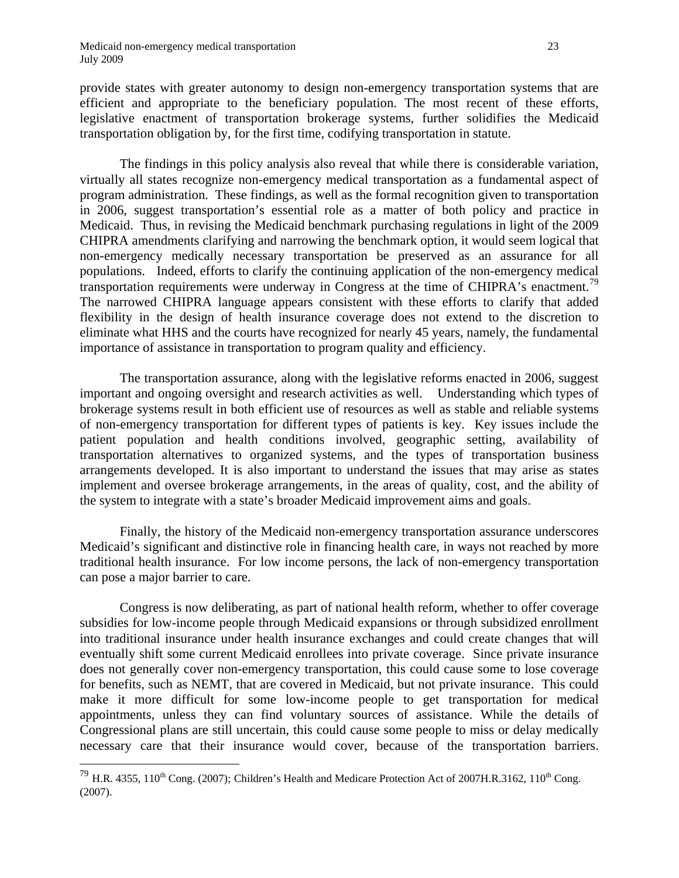provide states with greater autonomy to design non-emergency transportation systems that are efficient and appropriate to the beneficiary population. The most recent of these efforts, legislative enactment of transportation brokerage systems, further solidifies the Medicaid transportation obligation by, for the first time, codifying transportation in statute.

The findings in this policy analysis also reveal that while there is considerable variation, virtually all states recognize non-emergency medical transportation as a fundamental aspect of program administration. These findings, as well as the formal recognition given to transportation in 2006, suggest transportation's essential role as a matter of both policy and practice in Medicaid. Thus, in revising the Medicaid benchmark purchasing regulations in light of the 2009 CHIPRA amendments clarifying and narrowing the benchmark option, it would seem logical that non-emergency medically necessary transportation be preserved as an assurance for all populations. Indeed, efforts to clarify the continuing application of the non-emergency medical transportation requirements were underway in Congress at the time of CHIPRA's enactment.[79] The narrowed CHIPRA language appears consistent with these efforts to clarify that added flexibility in the design of health insurance coverage does not extend to the discretion to eliminate what HHS and the courts have recognized for nearly 45 years, namely, the fundamental importance of assistance in transportation to program quality and efficiency.

The transportation assurance, along with the legislative reforms enacted in 2006, suggest important and ongoing oversight and research activities as well. Understanding which types of brokerage systems result in both efficient use of resources as well as stable and reliable systems of non-emergency transportation for different types of patients is key. Key issues include the patient population and health conditions involved, geographic setting, availability of transportation alternatives to organized systems, and the types of transportation business arrangements developed. It is also important to understand the issues that may arise as states implement and oversee brokerage arrangements, in the areas of quality, cost, and the ability of the system to integrate with a state's broader Medicaid improvement aims and goals.

Finally, the history of the Medicaid non-emergency transportation assurance underscores Medicaid's significant and distinctive role in financing health care, in ways not reached by more traditional health insurance. For low income persons, the lack of non-emergency transportation can pose a major barrier to care.

Congress is now deliberating, as part of national health reform, whether to offer coverage subsidies for low-income people through Medicaid expansions or through subsidized enrollment into traditional insurance under health insurance exchanges and could create changes that will eventually shift some current Medicaid enrollees into private coverage. Since private insurance does not generally cover non-emergency transportation, this could cause some to lose coverage for benefits, such as NEMT, that are covered in Medicaid, but not private insurance. This could make it more difficult for some low-income people to get transportation for medical appointments, unless they can find voluntary sources of assistance. While the details of Congressional plans are still uncertain, this could cause some people to miss or delay medically necessary care that their insurance would cover, because of the transportation barriers.

---

[79] H.R. 4355, 110th Cong. (2007); Children's Health and Medicare Protection Act of 2007H.R.3162, 110th Cong. (2007).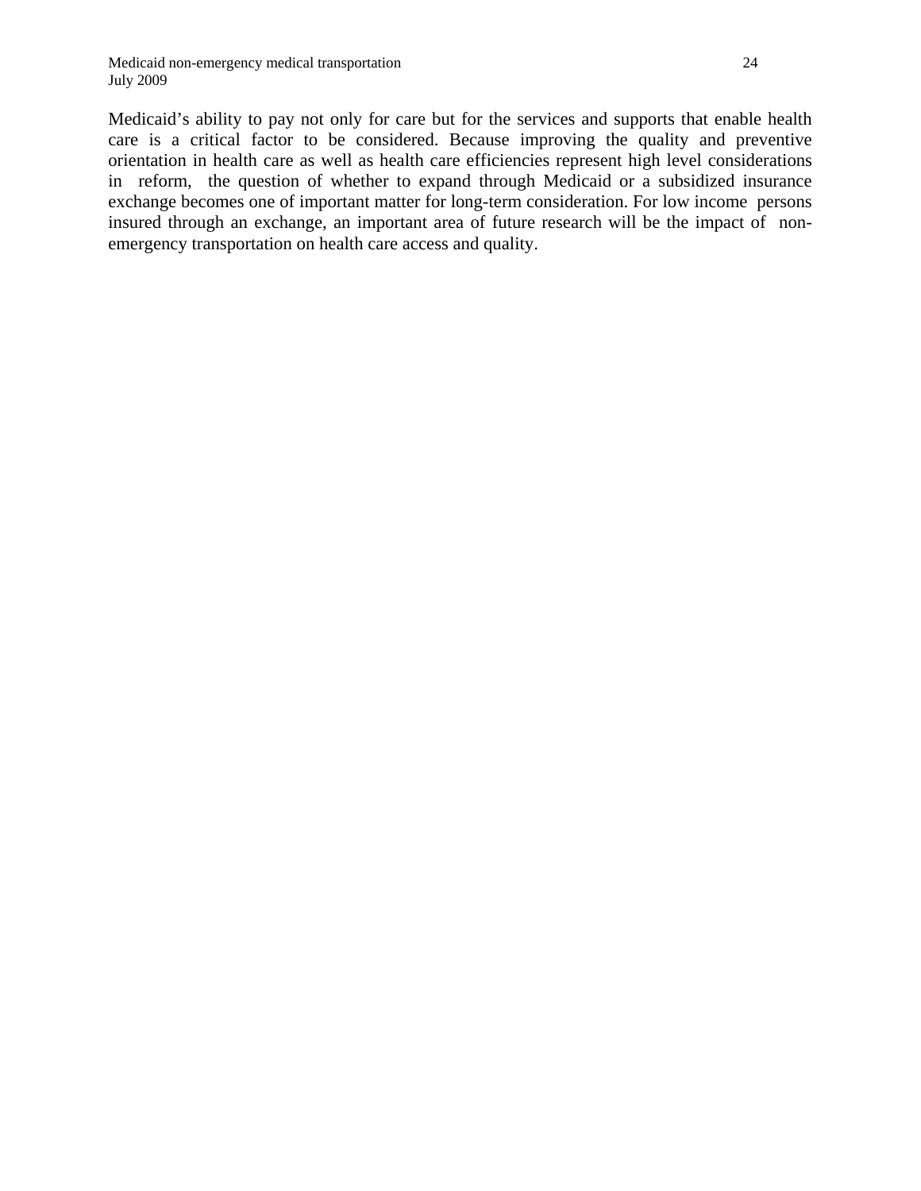Medicaid's ability to pay not only for care but for the services and supports that enable health care is a critical factor to be considered. Because improving the quality and preventive orientation in health care as well as health care efficiencies represent high level considerations in reform, the question of whether to expand through Medicaid or a subsidized insurance exchange becomes one of important matter for long-term consideration. For low income persons insured through an exchange, an important area of future research will be the impact of non-emergency transportation on health care access and quality.